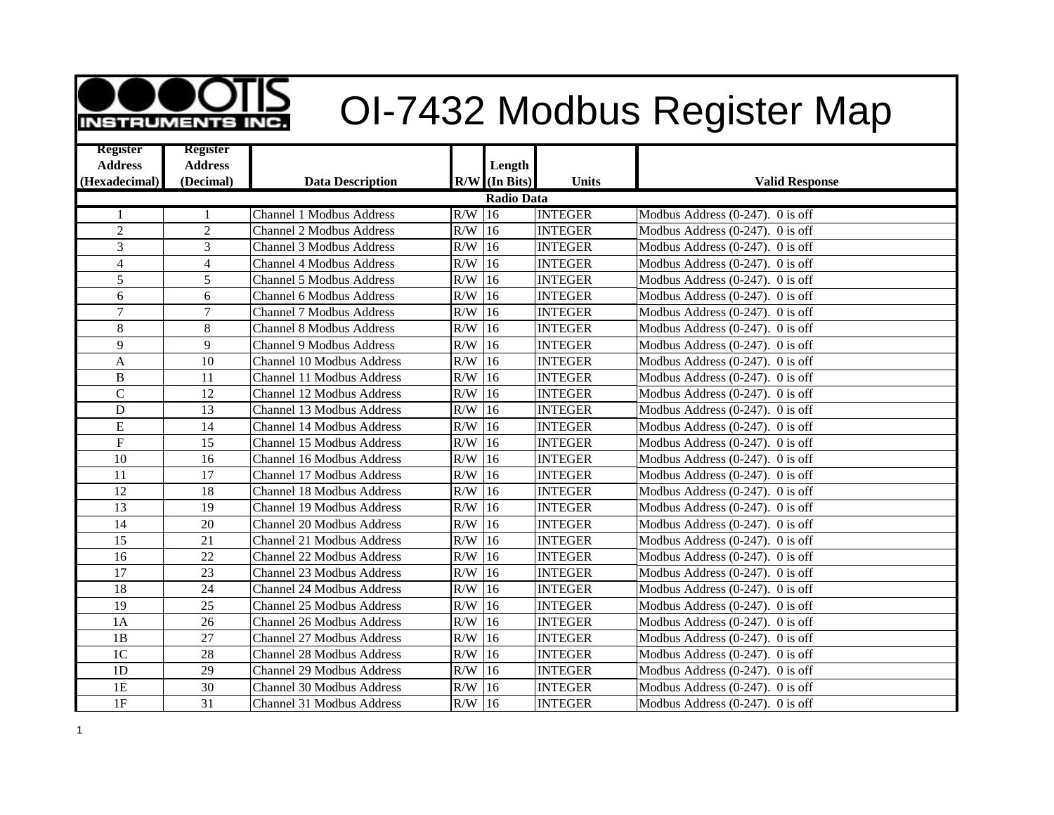# OI-7432 Modbus Register Map

OTIS INSTRUMENTS INC.

| Register Address (Hexadecimal) | Register Address (Decimal) | Data Description | R/W | Length (In Bits) | Units | Valid Response |
|---|---|---|---|---|---|---|
| **Radio Data** | | | | | | |
| 1 | 1 | Channel 1 Modbus Address | R/W | 16 | INTEGER | Modbus Address (0-247). 0 is off |
| 2 | 2 | Channel 2 Modbus Address | R/W | 16 | INTEGER | Modbus Address (0-247). 0 is off |
| 3 | 3 | Channel 3 Modbus Address | R/W | 16 | INTEGER | Modbus Address (0-247). 0 is off |
| 4 | 4 | Channel 4 Modbus Address | R/W | 16 | INTEGER | Modbus Address (0-247). 0 is off |
| 5 | 5 | Channel 5 Modbus Address | R/W | 16 | INTEGER | Modbus Address (0-247). 0 is off |
| 6 | 6 | Channel 6 Modbus Address | R/W | 16 | INTEGER | Modbus Address (0-247). 0 is off |
| 7 | 7 | Channel 7 Modbus Address | R/W | 16 | INTEGER | Modbus Address (0-247). 0 is off |
| 8 | 8 | Channel 8 Modbus Address | R/W | 16 | INTEGER | Modbus Address (0-247). 0 is off |
| 9 | 9 | Channel 9 Modbus Address | R/W | 16 | INTEGER | Modbus Address (0-247). 0 is off |
| A | 10 | Channel 10 Modbus Address | R/W | 16 | INTEGER | Modbus Address (0-247). 0 is off |
| B | 11 | Channel 11 Modbus Address | R/W | 16 | INTEGER | Modbus Address (0-247). 0 is off |
| C | 12 | Channel 12 Modbus Address | R/W | 16 | INTEGER | Modbus Address (0-247). 0 is off |
| D | 13 | Channel 13 Modbus Address | R/W | 16 | INTEGER | Modbus Address (0-247). 0 is off |
| E | 14 | Channel 14 Modbus Address | R/W | 16 | INTEGER | Modbus Address (0-247). 0 is off |
| F | 15 | Channel 15 Modbus Address | R/W | 16 | INTEGER | Modbus Address (0-247). 0 is off |
| 10 | 16 | Channel 16 Modbus Address | R/W | 16 | INTEGER | Modbus Address (0-247). 0 is off |
| 11 | 17 | Channel 17 Modbus Address | R/W | 16 | INTEGER | Modbus Address (0-247). 0 is off |
| 12 | 18 | Channel 18 Modbus Address | R/W | 16 | INTEGER | Modbus Address (0-247). 0 is off |
| 13 | 19 | Channel 19 Modbus Address | R/W | 16 | INTEGER | Modbus Address (0-247). 0 is off |
| 14 | 20 | Channel 20 Modbus Address | R/W | 16 | INTEGER | Modbus Address (0-247). 0 is off |
| 15 | 21 | Channel 21 Modbus Address | R/W | 16 | INTEGER | Modbus Address (0-247). 0 is off |
| 16 | 22 | Channel 22 Modbus Address | R/W | 16 | INTEGER | Modbus Address (0-247). 0 is off |
| 17 | 23 | Channel 23 Modbus Address | R/W | 16 | INTEGER | Modbus Address (0-247). 0 is off |
| 18 | 24 | Channel 24 Modbus Address | R/W | 16 | INTEGER | Modbus Address (0-247). 0 is off |
| 19 | 25 | Channel 25 Modbus Address | R/W | 16 | INTEGER | Modbus Address (0-247). 0 is off |
| 1A | 26 | Channel 26 Modbus Address | R/W | 16 | INTEGER | Modbus Address (0-247). 0 is off |
| 1B | 27 | Channel 27 Modbus Address | R/W | 16 | INTEGER | Modbus Address (0-247). 0 is off |
| 1C | 28 | Channel 28 Modbus Address | R/W | 16 | INTEGER | Modbus Address (0-247). 0 is off |
| 1D | 29 | Channel 29 Modbus Address | R/W | 16 | INTEGER | Modbus Address (0-247). 0 is off |
| 1E | 30 | Channel 30 Modbus Address | R/W | 16 | INTEGER | Modbus Address (0-247). 0 is off |
| 1F | 31 | Channel 31 Modbus Address | R/W | 16 | INTEGER | Modbus Address (0-247). 0 is off |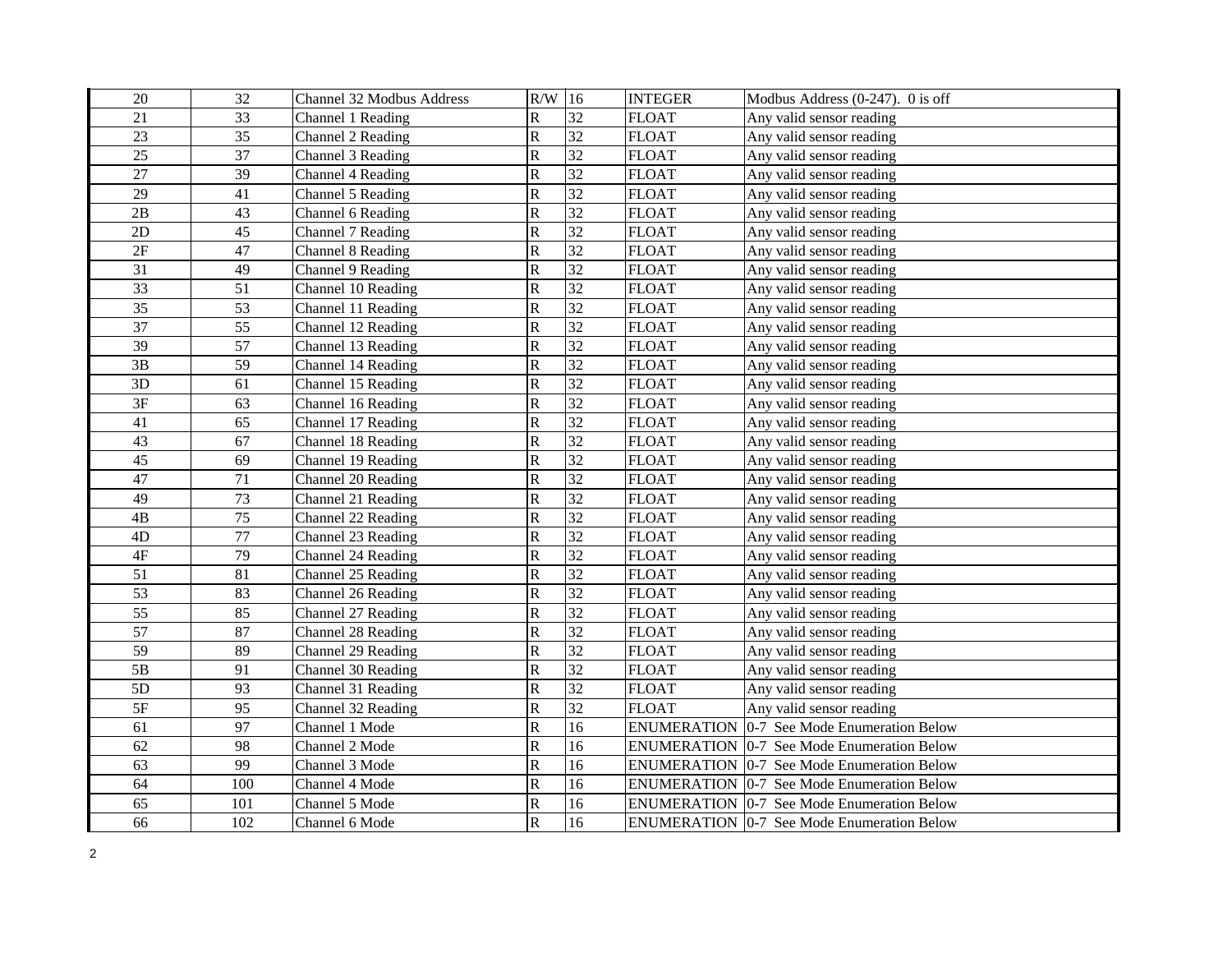| 20 | 32 | Channel 32 Modbus Address | R/W | 16 | INTEGER | Modbus Address (0-247). 0 is off |
|---|---|---|---|---|---|---|
| 21 | 33 | Channel 1 Reading | R | 32 | FLOAT | Any valid sensor reading |
| 23 | 35 | Channel 2 Reading | R | 32 | FLOAT | Any valid sensor reading |
| 25 | 37 | Channel 3 Reading | R | 32 | FLOAT | Any valid sensor reading |
| 27 | 39 | Channel 4 Reading | R | 32 | FLOAT | Any valid sensor reading |
| 29 | 41 | Channel 5 Reading | R | 32 | FLOAT | Any valid sensor reading |
| 2B | 43 | Channel 6 Reading | R | 32 | FLOAT | Any valid sensor reading |
| 2D | 45 | Channel 7 Reading | R | 32 | FLOAT | Any valid sensor reading |
| 2F | 47 | Channel 8 Reading | R | 32 | FLOAT | Any valid sensor reading |
| 31 | 49 | Channel 9 Reading | R | 32 | FLOAT | Any valid sensor reading |
| 33 | 51 | Channel 10 Reading | R | 32 | FLOAT | Any valid sensor reading |
| 35 | 53 | Channel 11 Reading | R | 32 | FLOAT | Any valid sensor reading |
| 37 | 55 | Channel 12 Reading | R | 32 | FLOAT | Any valid sensor reading |
| 39 | 57 | Channel 13 Reading | R | 32 | FLOAT | Any valid sensor reading |
| 3B | 59 | Channel 14 Reading | R | 32 | FLOAT | Any valid sensor reading |
| 3D | 61 | Channel 15 Reading | R | 32 | FLOAT | Any valid sensor reading |
| 3F | 63 | Channel 16 Reading | R | 32 | FLOAT | Any valid sensor reading |
| 41 | 65 | Channel 17 Reading | R | 32 | FLOAT | Any valid sensor reading |
| 43 | 67 | Channel 18 Reading | R | 32 | FLOAT | Any valid sensor reading |
| 45 | 69 | Channel 19 Reading | R | 32 | FLOAT | Any valid sensor reading |
| 47 | 71 | Channel 20 Reading | R | 32 | FLOAT | Any valid sensor reading |
| 49 | 73 | Channel 21 Reading | R | 32 | FLOAT | Any valid sensor reading |
| 4B | 75 | Channel 22 Reading | R | 32 | FLOAT | Any valid sensor reading |
| 4D | 77 | Channel 23 Reading | R | 32 | FLOAT | Any valid sensor reading |
| 4F | 79 | Channel 24 Reading | R | 32 | FLOAT | Any valid sensor reading |
| 51 | 81 | Channel 25 Reading | R | 32 | FLOAT | Any valid sensor reading |
| 53 | 83 | Channel 26 Reading | R | 32 | FLOAT | Any valid sensor reading |
| 55 | 85 | Channel 27 Reading | R | 32 | FLOAT | Any valid sensor reading |
| 57 | 87 | Channel 28 Reading | R | 32 | FLOAT | Any valid sensor reading |
| 59 | 89 | Channel 29 Reading | R | 32 | FLOAT | Any valid sensor reading |
| 5B | 91 | Channel 30 Reading | R | 32 | FLOAT | Any valid sensor reading |
| 5D | 93 | Channel 31 Reading | R | 32 | FLOAT | Any valid sensor reading |
| 5F | 95 | Channel 32 Reading | R | 32 | FLOAT | Any valid sensor reading |
| 61 | 97 | Channel 1 Mode | R | 16 | ENUMERATION | 0-7 See Mode Enumeration Below |
| 62 | 98 | Channel 2 Mode | R | 16 | ENUMERATION | 0-7 See Mode Enumeration Below |
| 63 | 99 | Channel 3 Mode | R | 16 | ENUMERATION | 0-7 See Mode Enumeration Below |
| 64 | 100 | Channel 4 Mode | R | 16 | ENUMERATION | 0-7 See Mode Enumeration Below |
| 65 | 101 | Channel 5 Mode | R | 16 | ENUMERATION | 0-7 See Mode Enumeration Below |
| 66 | 102 | Channel 6 Mode | R | 16 | ENUMERATION | 0-7 See Mode Enumeration Below |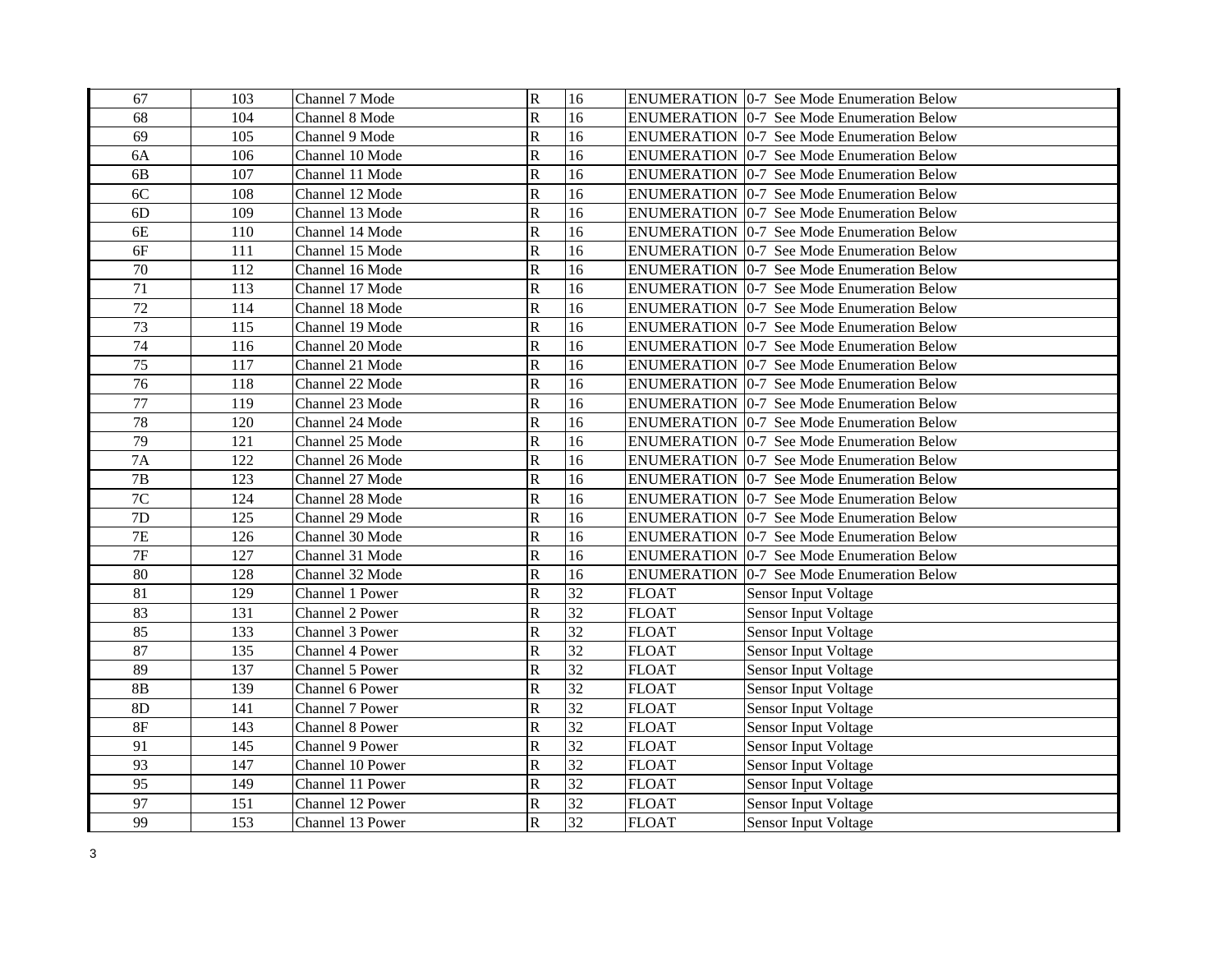| | | | | | | |
|---|---|---|---|---|---|---|
| 67 | 103 | Channel 7 Mode | R | 16 | ENUMERATION | 0-7 See Mode Enumeration Below |
| 68 | 104 | Channel 8 Mode | R | 16 | ENUMERATION | 0-7 See Mode Enumeration Below |
| 69 | 105 | Channel 9 Mode | R | 16 | ENUMERATION | 0-7 See Mode Enumeration Below |
| 6A | 106 | Channel 10 Mode | R | 16 | ENUMERATION | 0-7 See Mode Enumeration Below |
| 6B | 107 | Channel 11 Mode | R | 16 | ENUMERATION | 0-7 See Mode Enumeration Below |
| 6C | 108 | Channel 12 Mode | R | 16 | ENUMERATION | 0-7 See Mode Enumeration Below |
| 6D | 109 | Channel 13 Mode | R | 16 | ENUMERATION | 0-7 See Mode Enumeration Below |
| 6E | 110 | Channel 14 Mode | R | 16 | ENUMERATION | 0-7 See Mode Enumeration Below |
| 6F | 111 | Channel 15 Mode | R | 16 | ENUMERATION | 0-7 See Mode Enumeration Below |
| 70 | 112 | Channel 16 Mode | R | 16 | ENUMERATION | 0-7 See Mode Enumeration Below |
| 71 | 113 | Channel 17 Mode | R | 16 | ENUMERATION | 0-7 See Mode Enumeration Below |
| 72 | 114 | Channel 18 Mode | R | 16 | ENUMERATION | 0-7 See Mode Enumeration Below |
| 73 | 115 | Channel 19 Mode | R | 16 | ENUMERATION | 0-7 See Mode Enumeration Below |
| 74 | 116 | Channel 20 Mode | R | 16 | ENUMERATION | 0-7 See Mode Enumeration Below |
| 75 | 117 | Channel 21 Mode | R | 16 | ENUMERATION | 0-7 See Mode Enumeration Below |
| 76 | 118 | Channel 22 Mode | R | 16 | ENUMERATION | 0-7 See Mode Enumeration Below |
| 77 | 119 | Channel 23 Mode | R | 16 | ENUMERATION | 0-7 See Mode Enumeration Below |
| 78 | 120 | Channel 24 Mode | R | 16 | ENUMERATION | 0-7 See Mode Enumeration Below |
| 79 | 121 | Channel 25 Mode | R | 16 | ENUMERATION | 0-7 See Mode Enumeration Below |
| 7A | 122 | Channel 26 Mode | R | 16 | ENUMERATION | 0-7 See Mode Enumeration Below |
| 7B | 123 | Channel 27 Mode | R | 16 | ENUMERATION | 0-7 See Mode Enumeration Below |
| 7C | 124 | Channel 28 Mode | R | 16 | ENUMERATION | 0-7 See Mode Enumeration Below |
| 7D | 125 | Channel 29 Mode | R | 16 | ENUMERATION | 0-7 See Mode Enumeration Below |
| 7E | 126 | Channel 30 Mode | R | 16 | ENUMERATION | 0-7 See Mode Enumeration Below |
| 7F | 127 | Channel 31 Mode | R | 16 | ENUMERATION | 0-7 See Mode Enumeration Below |
| 80 | 128 | Channel 32 Mode | R | 16 | ENUMERATION | 0-7 See Mode Enumeration Below |
| 81 | 129 | Channel 1 Power | R | 32 | FLOAT | Sensor Input Voltage |
| 83 | 131 | Channel 2 Power | R | 32 | FLOAT | Sensor Input Voltage |
| 85 | 133 | Channel 3 Power | R | 32 | FLOAT | Sensor Input Voltage |
| 87 | 135 | Channel 4 Power | R | 32 | FLOAT | Sensor Input Voltage |
| 89 | 137 | Channel 5 Power | R | 32 | FLOAT | Sensor Input Voltage |
| 8B | 139 | Channel 6 Power | R | 32 | FLOAT | Sensor Input Voltage |
| 8D | 141 | Channel 7 Power | R | 32 | FLOAT | Sensor Input Voltage |
| 8F | 143 | Channel 8 Power | R | 32 | FLOAT | Sensor Input Voltage |
| 91 | 145 | Channel 9 Power | R | 32 | FLOAT | Sensor Input Voltage |
| 93 | 147 | Channel 10 Power | R | 32 | FLOAT | Sensor Input Voltage |
| 95 | 149 | Channel 11 Power | R | 32 | FLOAT | Sensor Input Voltage |
| 97 | 151 | Channel 12 Power | R | 32 | FLOAT | Sensor Input Voltage |
| 99 | 153 | Channel 13 Power | R | 32 | FLOAT | Sensor Input Voltage |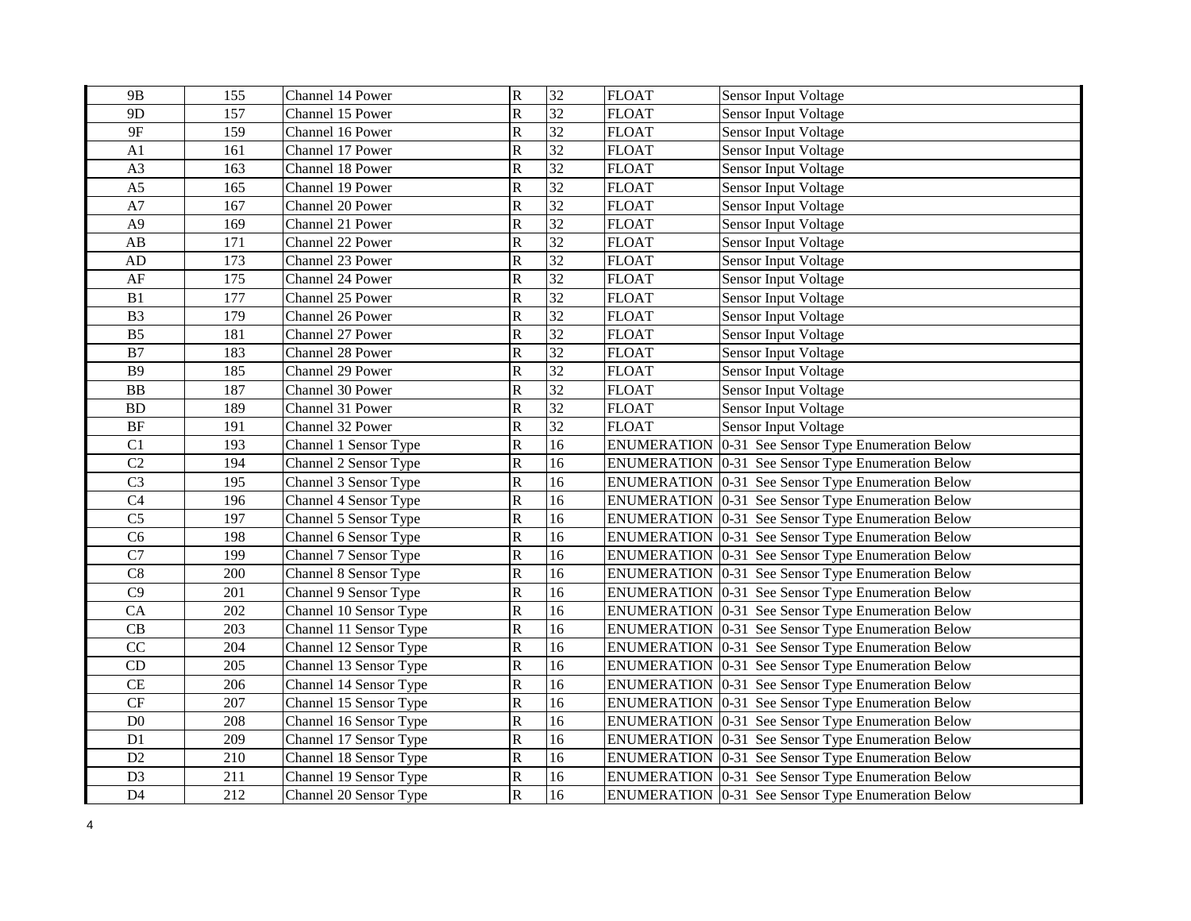| 9B | 155 | Channel 14 Power | R | 32 | FLOAT | Sensor Input Voltage |
|---|---|---|---|---|---|---|
| 9D | 157 | Channel 15 Power | R | 32 | FLOAT | Sensor Input Voltage |
| 9F | 159 | Channel 16 Power | R | 32 | FLOAT | Sensor Input Voltage |
| A1 | 161 | Channel 17 Power | R | 32 | FLOAT | Sensor Input Voltage |
| A3 | 163 | Channel 18 Power | R | 32 | FLOAT | Sensor Input Voltage |
| A5 | 165 | Channel 19 Power | R | 32 | FLOAT | Sensor Input Voltage |
| A7 | 167 | Channel 20 Power | R | 32 | FLOAT | Sensor Input Voltage |
| A9 | 169 | Channel 21 Power | R | 32 | FLOAT | Sensor Input Voltage |
| AB | 171 | Channel 22 Power | R | 32 | FLOAT | Sensor Input Voltage |
| AD | 173 | Channel 23 Power | R | 32 | FLOAT | Sensor Input Voltage |
| AF | 175 | Channel 24 Power | R | 32 | FLOAT | Sensor Input Voltage |
| B1 | 177 | Channel 25 Power | R | 32 | FLOAT | Sensor Input Voltage |
| B3 | 179 | Channel 26 Power | R | 32 | FLOAT | Sensor Input Voltage |
| B5 | 181 | Channel 27 Power | R | 32 | FLOAT | Sensor Input Voltage |
| B7 | 183 | Channel 28 Power | R | 32 | FLOAT | Sensor Input Voltage |
| B9 | 185 | Channel 29 Power | R | 32 | FLOAT | Sensor Input Voltage |
| BB | 187 | Channel 30 Power | R | 32 | FLOAT | Sensor Input Voltage |
| BD | 189 | Channel 31 Power | R | 32 | FLOAT | Sensor Input Voltage |
| BF | 191 | Channel 32 Power | R | 32 | FLOAT | Sensor Input Voltage |
| C1 | 193 | Channel 1 Sensor Type | R | 16 | ENUMERATION | 0-31 See Sensor Type Enumeration Below |
| C2 | 194 | Channel 2 Sensor Type | R | 16 | ENUMERATION | 0-31 See Sensor Type Enumeration Below |
| C3 | 195 | Channel 3 Sensor Type | R | 16 | ENUMERATION | 0-31 See Sensor Type Enumeration Below |
| C4 | 196 | Channel 4 Sensor Type | R | 16 | ENUMERATION | 0-31 See Sensor Type Enumeration Below |
| C5 | 197 | Channel 5 Sensor Type | R | 16 | ENUMERATION | 0-31 See Sensor Type Enumeration Below |
| C6 | 198 | Channel 6 Sensor Type | R | 16 | ENUMERATION | 0-31 See Sensor Type Enumeration Below |
| C7 | 199 | Channel 7 Sensor Type | R | 16 | ENUMERATION | 0-31 See Sensor Type Enumeration Below |
| C8 | 200 | Channel 8 Sensor Type | R | 16 | ENUMERATION | 0-31 See Sensor Type Enumeration Below |
| C9 | 201 | Channel 9 Sensor Type | R | 16 | ENUMERATION | 0-31 See Sensor Type Enumeration Below |
| CA | 202 | Channel 10 Sensor Type | R | 16 | ENUMERATION | 0-31 See Sensor Type Enumeration Below |
| CB | 203 | Channel 11 Sensor Type | R | 16 | ENUMERATION | 0-31 See Sensor Type Enumeration Below |
| CC | 204 | Channel 12 Sensor Type | R | 16 | ENUMERATION | 0-31 See Sensor Type Enumeration Below |
| CD | 205 | Channel 13 Sensor Type | R | 16 | ENUMERATION | 0-31 See Sensor Type Enumeration Below |
| CE | 206 | Channel 14 Sensor Type | R | 16 | ENUMERATION | 0-31 See Sensor Type Enumeration Below |
| CF | 207 | Channel 15 Sensor Type | R | 16 | ENUMERATION | 0-31 See Sensor Type Enumeration Below |
| D0 | 208 | Channel 16 Sensor Type | R | 16 | ENUMERATION | 0-31 See Sensor Type Enumeration Below |
| D1 | 209 | Channel 17 Sensor Type | R | 16 | ENUMERATION | 0-31 See Sensor Type Enumeration Below |
| D2 | 210 | Channel 18 Sensor Type | R | 16 | ENUMERATION | 0-31 See Sensor Type Enumeration Below |
| D3 | 211 | Channel 19 Sensor Type | R | 16 | ENUMERATION | 0-31 See Sensor Type Enumeration Below |
| D4 | 212 | Channel 20 Sensor Type | R | 16 | ENUMERATION | 0-31 See Sensor Type Enumeration Below |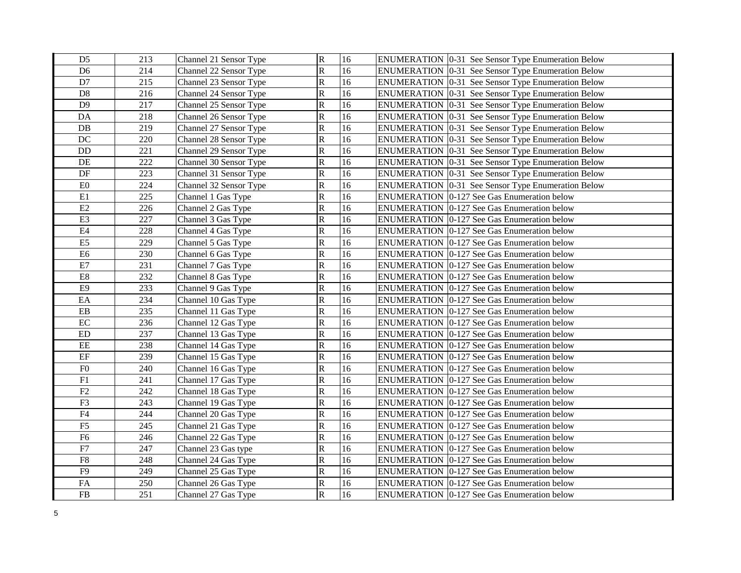| D5 | 213 | Channel 21 Sensor Type | R | 16 | ENUMERATION | 0-31 See Sensor Type Enumeration Below |
|---|---|---|---|---|---|---|
| D6 | 214 | Channel 22 Sensor Type | R | 16 | ENUMERATION | 0-31 See Sensor Type Enumeration Below |
| D7 | 215 | Channel 23 Sensor Type | R | 16 | ENUMERATION | 0-31 See Sensor Type Enumeration Below |
| D8 | 216 | Channel 24 Sensor Type | R | 16 | ENUMERATION | 0-31 See Sensor Type Enumeration Below |
| D9 | 217 | Channel 25 Sensor Type | R | 16 | ENUMERATION | 0-31 See Sensor Type Enumeration Below |
| DA | 218 | Channel 26 Sensor Type | R | 16 | ENUMERATION | 0-31 See Sensor Type Enumeration Below |
| DB | 219 | Channel 27 Sensor Type | R | 16 | ENUMERATION | 0-31 See Sensor Type Enumeration Below |
| DC | 220 | Channel 28 Sensor Type | R | 16 | ENUMERATION | 0-31 See Sensor Type Enumeration Below |
| DD | 221 | Channel 29 Sensor Type | R | 16 | ENUMERATION | 0-31 See Sensor Type Enumeration Below |
| DE | 222 | Channel 30 Sensor Type | R | 16 | ENUMERATION | 0-31 See Sensor Type Enumeration Below |
| DF | 223 | Channel 31 Sensor Type | R | 16 | ENUMERATION | 0-31 See Sensor Type Enumeration Below |
| E0 | 224 | Channel 32 Sensor Type | R | 16 | ENUMERATION | 0-31 See Sensor Type Enumeration Below |
| E1 | 225 | Channel 1 Gas Type | R | 16 | ENUMERATION | 0-127 See Gas Enumeration below |
| E2 | 226 | Channel 2 Gas Type | R | 16 | ENUMERATION | 0-127 See Gas Enumeration below |
| E3 | 227 | Channel 3 Gas Type | R | 16 | ENUMERATION | 0-127 See Gas Enumeration below |
| E4 | 228 | Channel 4 Gas Type | R | 16 | ENUMERATION | 0-127 See Gas Enumeration below |
| E5 | 229 | Channel 5 Gas Type | R | 16 | ENUMERATION | 0-127 See Gas Enumeration below |
| E6 | 230 | Channel 6 Gas Type | R | 16 | ENUMERATION | 0-127 See Gas Enumeration below |
| E7 | 231 | Channel 7 Gas Type | R | 16 | ENUMERATION | 0-127 See Gas Enumeration below |
| E8 | 232 | Channel 8 Gas Type | R | 16 | ENUMERATION | 0-127 See Gas Enumeration below |
| E9 | 233 | Channel 9 Gas Type | R | 16 | ENUMERATION | 0-127 See Gas Enumeration below |
| EA | 234 | Channel 10 Gas Type | R | 16 | ENUMERATION | 0-127 See Gas Enumeration below |
| EB | 235 | Channel 11 Gas Type | R | 16 | ENUMERATION | 0-127 See Gas Enumeration below |
| EC | 236 | Channel 12 Gas Type | R | 16 | ENUMERATION | 0-127 See Gas Enumeration below |
| ED | 237 | Channel 13 Gas Type | R | 16 | ENUMERATION | 0-127 See Gas Enumeration below |
| EE | 238 | Channel 14 Gas Type | R | 16 | ENUMERATION | 0-127 See Gas Enumeration below |
| EF | 239 | Channel 15 Gas Type | R | 16 | ENUMERATION | 0-127 See Gas Enumeration below |
| F0 | 240 | Channel 16 Gas Type | R | 16 | ENUMERATION | 0-127 See Gas Enumeration below |
| F1 | 241 | Channel 17 Gas Type | R | 16 | ENUMERATION | 0-127 See Gas Enumeration below |
| F2 | 242 | Channel 18 Gas Type | R | 16 | ENUMERATION | 0-127 See Gas Enumeration below |
| F3 | 243 | Channel 19 Gas Type | R | 16 | ENUMERATION | 0-127 See Gas Enumeration below |
| F4 | 244 | Channel 20 Gas Type | R | 16 | ENUMERATION | 0-127 See Gas Enumeration below |
| F5 | 245 | Channel 21 Gas Type | R | 16 | ENUMERATION | 0-127 See Gas Enumeration below |
| F6 | 246 | Channel 22 Gas Type | R | 16 | ENUMERATION | 0-127 See Gas Enumeration below |
| F7 | 247 | Channel 23 Gas type | R | 16 | ENUMERATION | 0-127 See Gas Enumeration below |
| F8 | 248 | Channel 24 Gas Type | R | 16 | ENUMERATION | 0-127 See Gas Enumeration below |
| F9 | 249 | Channel 25 Gas Type | R | 16 | ENUMERATION | 0-127 See Gas Enumeration below |
| FA | 250 | Channel 26 Gas Type | R | 16 | ENUMERATION | 0-127 See Gas Enumeration below |
| FB | 251 | Channel 27 Gas Type | R | 16 | ENUMERATION | 0-127 See Gas Enumeration below |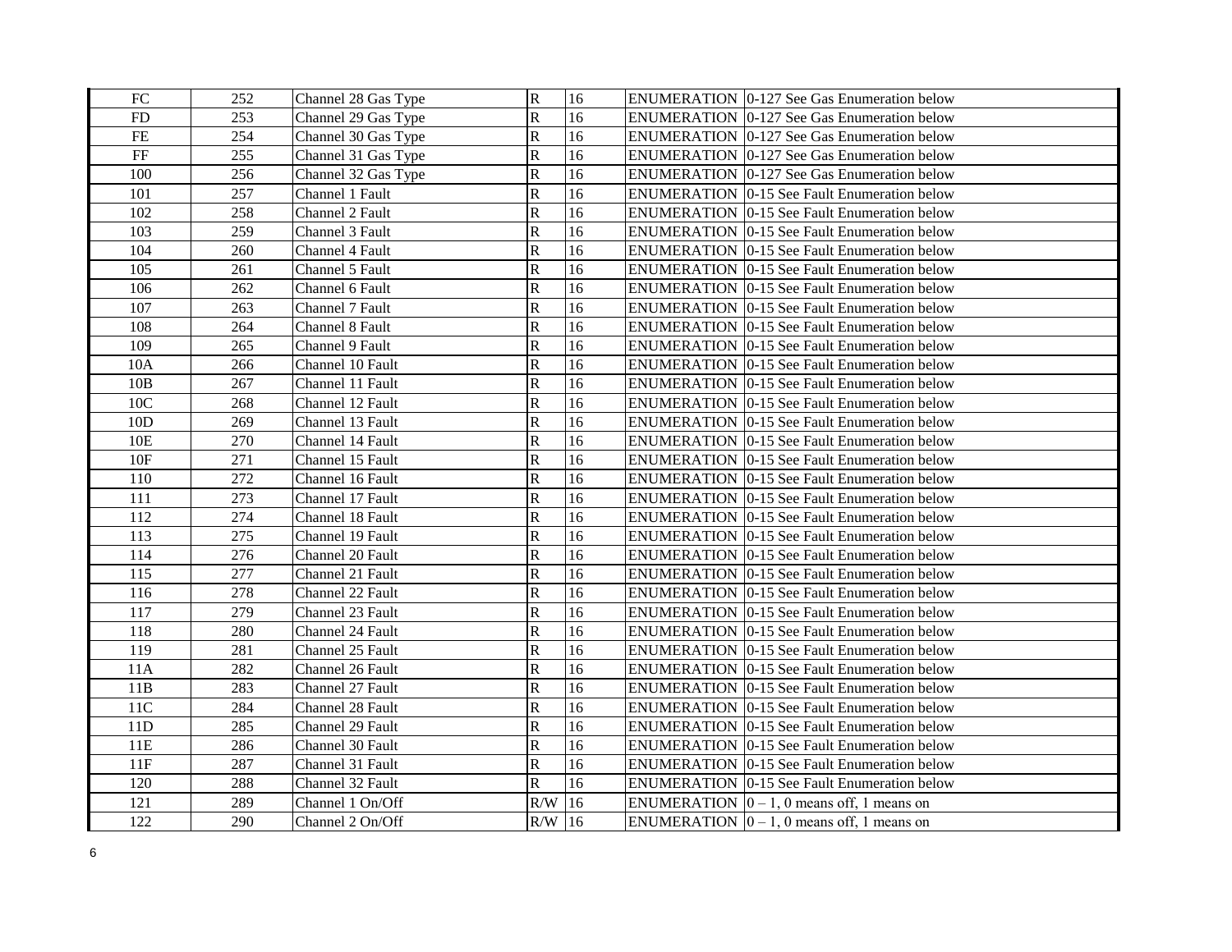| FC | 252 | Channel 28 Gas Type | R | 16 | | ENUMERATION | 0-127 See Gas Enumeration below |
|---|---|---|---|---|---|---|---|
| FD | 253 | Channel 29 Gas Type | R | 16 | | ENUMERATION | 0-127 See Gas Enumeration below |
| FE | 254 | Channel 30 Gas Type | R | 16 | | ENUMERATION | 0-127 See Gas Enumeration below |
| FF | 255 | Channel 31 Gas Type | R | 16 | | ENUMERATION | 0-127 See Gas Enumeration below |
| 100 | 256 | Channel 32 Gas Type | R | 16 | | ENUMERATION | 0-127 See Gas Enumeration below |
| 101 | 257 | Channel 1 Fault | R | 16 | | ENUMERATION | 0-15 See Fault Enumeration below |
| 102 | 258 | Channel 2 Fault | R | 16 | | ENUMERATION | 0-15 See Fault Enumeration below |
| 103 | 259 | Channel 3 Fault | R | 16 | | ENUMERATION | 0-15 See Fault Enumeration below |
| 104 | 260 | Channel 4 Fault | R | 16 | | ENUMERATION | 0-15 See Fault Enumeration below |
| 105 | 261 | Channel 5 Fault | R | 16 | | ENUMERATION | 0-15 See Fault Enumeration below |
| 106 | 262 | Channel 6 Fault | R | 16 | | ENUMERATION | 0-15 See Fault Enumeration below |
| 107 | 263 | Channel 7 Fault | R | 16 | | ENUMERATION | 0-15 See Fault Enumeration below |
| 108 | 264 | Channel 8 Fault | R | 16 | | ENUMERATION | 0-15 See Fault Enumeration below |
| 109 | 265 | Channel 9 Fault | R | 16 | | ENUMERATION | 0-15 See Fault Enumeration below |
| 10A | 266 | Channel 10 Fault | R | 16 | | ENUMERATION | 0-15 See Fault Enumeration below |
| 10B | 267 | Channel 11 Fault | R | 16 | | ENUMERATION | 0-15 See Fault Enumeration below |
| 10C | 268 | Channel 12 Fault | R | 16 | | ENUMERATION | 0-15 See Fault Enumeration below |
| 10D | 269 | Channel 13 Fault | R | 16 | | ENUMERATION | 0-15 See Fault Enumeration below |
| 10E | 270 | Channel 14 Fault | R | 16 | | ENUMERATION | 0-15 See Fault Enumeration below |
| 10F | 271 | Channel 15 Fault | R | 16 | | ENUMERATION | 0-15 See Fault Enumeration below |
| 110 | 272 | Channel 16 Fault | R | 16 | | ENUMERATION | 0-15 See Fault Enumeration below |
| 111 | 273 | Channel 17 Fault | R | 16 | | ENUMERATION | 0-15 See Fault Enumeration below |
| 112 | 274 | Channel 18 Fault | R | 16 | | ENUMERATION | 0-15 See Fault Enumeration below |
| 113 | 275 | Channel 19 Fault | R | 16 | | ENUMERATION | 0-15 See Fault Enumeration below |
| 114 | 276 | Channel 20 Fault | R | 16 | | ENUMERATION | 0-15 See Fault Enumeration below |
| 115 | 277 | Channel 21 Fault | R | 16 | | ENUMERATION | 0-15 See Fault Enumeration below |
| 116 | 278 | Channel 22 Fault | R | 16 | | ENUMERATION | 0-15 See Fault Enumeration below |
| 117 | 279 | Channel 23 Fault | R | 16 | | ENUMERATION | 0-15 See Fault Enumeration below |
| 118 | 280 | Channel 24 Fault | R | 16 | | ENUMERATION | 0-15 See Fault Enumeration below |
| 119 | 281 | Channel 25 Fault | R | 16 | | ENUMERATION | 0-15 See Fault Enumeration below |
| 11A | 282 | Channel 26 Fault | R | 16 | | ENUMERATION | 0-15 See Fault Enumeration below |
| 11B | 283 | Channel 27 Fault | R | 16 | | ENUMERATION | 0-15 See Fault Enumeration below |
| 11C | 284 | Channel 28 Fault | R | 16 | | ENUMERATION | 0-15 See Fault Enumeration below |
| 11D | 285 | Channel 29 Fault | R | 16 | | ENUMERATION | 0-15 See Fault Enumeration below |
| 11E | 286 | Channel 30 Fault | R | 16 | | ENUMERATION | 0-15 See Fault Enumeration below |
| 11F | 287 | Channel 31 Fault | R | 16 | | ENUMERATION | 0-15 See Fault Enumeration below |
| 120 | 288 | Channel 32 Fault | R | 16 | | ENUMERATION | 0-15 See Fault Enumeration below |
| 121 | 289 | Channel 1 On/Off | R/W | 16 | | ENUMERATION | 0 – 1, 0 means off, 1 means on |
| 122 | 290 | Channel 2 On/Off | R/W | 16 | | ENUMERATION | 0 – 1, 0 means off, 1 means on |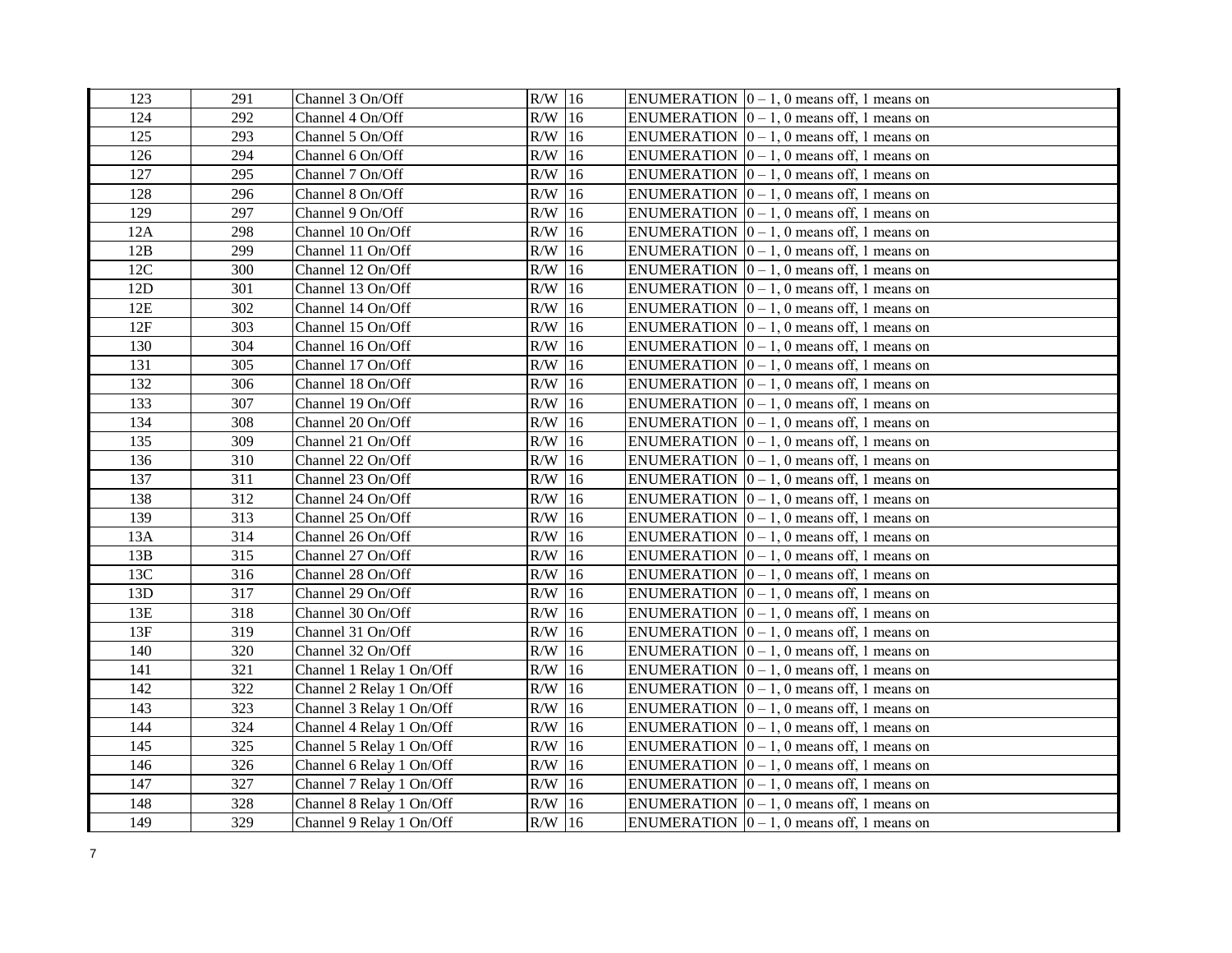| 123 | 291 | Channel 3 On/Off | R/W | 16 | ENUMERATION | 0 – 1, 0 means off, 1 means on |
|---|---|---|---|---|---|---|
| 124 | 292 | Channel 4 On/Off | R/W | 16 | ENUMERATION | 0 – 1, 0 means off, 1 means on |
| 125 | 293 | Channel 5 On/Off | R/W | 16 | ENUMERATION | 0 – 1, 0 means off, 1 means on |
| 126 | 294 | Channel 6 On/Off | R/W | 16 | ENUMERATION | 0 – 1, 0 means off, 1 means on |
| 127 | 295 | Channel 7 On/Off | R/W | 16 | ENUMERATION | 0 – 1, 0 means off, 1 means on |
| 128 | 296 | Channel 8 On/Off | R/W | 16 | ENUMERATION | 0 – 1, 0 means off, 1 means on |
| 129 | 297 | Channel 9 On/Off | R/W | 16 | ENUMERATION | 0 – 1, 0 means off, 1 means on |
| 12A | 298 | Channel 10 On/Off | R/W | 16 | ENUMERATION | 0 – 1, 0 means off, 1 means on |
| 12B | 299 | Channel 11 On/Off | R/W | 16 | ENUMERATION | 0 – 1, 0 means off, 1 means on |
| 12C | 300 | Channel 12 On/Off | R/W | 16 | ENUMERATION | 0 – 1, 0 means off, 1 means on |
| 12D | 301 | Channel 13 On/Off | R/W | 16 | ENUMERATION | 0 – 1, 0 means off, 1 means on |
| 12E | 302 | Channel 14 On/Off | R/W | 16 | ENUMERATION | 0 – 1, 0 means off, 1 means on |
| 12F | 303 | Channel 15 On/Off | R/W | 16 | ENUMERATION | 0 – 1, 0 means off, 1 means on |
| 130 | 304 | Channel 16 On/Off | R/W | 16 | ENUMERATION | 0 – 1, 0 means off, 1 means on |
| 131 | 305 | Channel 17 On/Off | R/W | 16 | ENUMERATION | 0 – 1, 0 means off, 1 means on |
| 132 | 306 | Channel 18 On/Off | R/W | 16 | ENUMERATION | 0 – 1, 0 means off, 1 means on |
| 133 | 307 | Channel 19 On/Off | R/W | 16 | ENUMERATION | 0 – 1, 0 means off, 1 means on |
| 134 | 308 | Channel 20 On/Off | R/W | 16 | ENUMERATION | 0 – 1, 0 means off, 1 means on |
| 135 | 309 | Channel 21 On/Off | R/W | 16 | ENUMERATION | 0 – 1, 0 means off, 1 means on |
| 136 | 310 | Channel 22 On/Off | R/W | 16 | ENUMERATION | 0 – 1, 0 means off, 1 means on |
| 137 | 311 | Channel 23 On/Off | R/W | 16 | ENUMERATION | 0 – 1, 0 means off, 1 means on |
| 138 | 312 | Channel 24 On/Off | R/W | 16 | ENUMERATION | 0 – 1, 0 means off, 1 means on |
| 139 | 313 | Channel 25 On/Off | R/W | 16 | ENUMERATION | 0 – 1, 0 means off, 1 means on |
| 13A | 314 | Channel 26 On/Off | R/W | 16 | ENUMERATION | 0 – 1, 0 means off, 1 means on |
| 13B | 315 | Channel 27 On/Off | R/W | 16 | ENUMERATION | 0 – 1, 0 means off, 1 means on |
| 13C | 316 | Channel 28 On/Off | R/W | 16 | ENUMERATION | 0 – 1, 0 means off, 1 means on |
| 13D | 317 | Channel 29 On/Off | R/W | 16 | ENUMERATION | 0 – 1, 0 means off, 1 means on |
| 13E | 318 | Channel 30 On/Off | R/W | 16 | ENUMERATION | 0 – 1, 0 means off, 1 means on |
| 13F | 319 | Channel 31 On/Off | R/W | 16 | ENUMERATION | 0 – 1, 0 means off, 1 means on |
| 140 | 320 | Channel 32 On/Off | R/W | 16 | ENUMERATION | 0 – 1, 0 means off, 1 means on |
| 141 | 321 | Channel 1 Relay 1 On/Off | R/W | 16 | ENUMERATION | 0 – 1, 0 means off, 1 means on |
| 142 | 322 | Channel 2 Relay 1 On/Off | R/W | 16 | ENUMERATION | 0 – 1, 0 means off, 1 means on |
| 143 | 323 | Channel 3 Relay 1 On/Off | R/W | 16 | ENUMERATION | 0 – 1, 0 means off, 1 means on |
| 144 | 324 | Channel 4 Relay 1 On/Off | R/W | 16 | ENUMERATION | 0 – 1, 0 means off, 1 means on |
| 145 | 325 | Channel 5 Relay 1 On/Off | R/W | 16 | ENUMERATION | 0 – 1, 0 means off, 1 means on |
| 146 | 326 | Channel 6 Relay 1 On/Off | R/W | 16 | ENUMERATION | 0 – 1, 0 means off, 1 means on |
| 147 | 327 | Channel 7 Relay 1 On/Off | R/W | 16 | ENUMERATION | 0 – 1, 0 means off, 1 means on |
| 148 | 328 | Channel 8 Relay 1 On/Off | R/W | 16 | ENUMERATION | 0 – 1, 0 means off, 1 means on |
| 149 | 329 | Channel 9 Relay 1 On/Off | R/W | 16 | ENUMERATION | 0 – 1, 0 means off, 1 means on |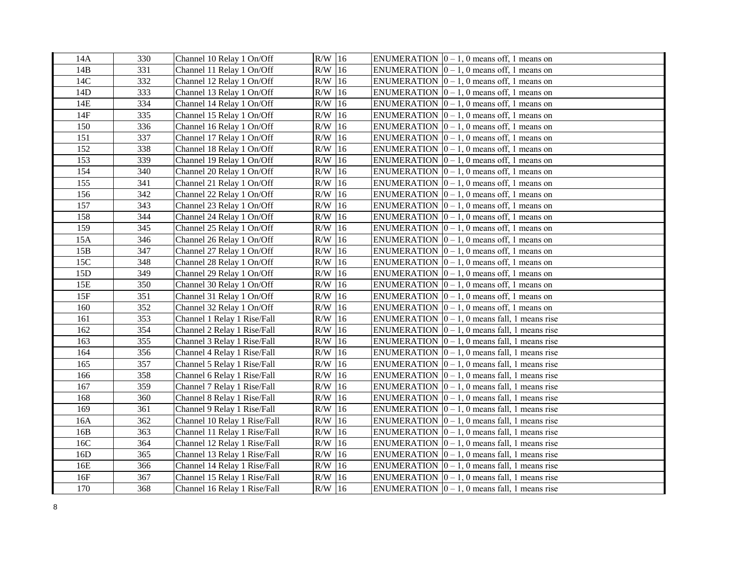| 14A | 330 | Channel 10 Relay 1 On/Off | R/W | 16 | ENUMERATION | 0 – 1, 0 means off, 1 means on |
|---|---|---|---|---|---|---|
| 14B | 331 | Channel 11 Relay 1 On/Off | R/W | 16 | ENUMERATION | 0 – 1, 0 means off, 1 means on |
| 14C | 332 | Channel 12 Relay 1 On/Off | R/W | 16 | ENUMERATION | 0 – 1, 0 means off, 1 means on |
| 14D | 333 | Channel 13 Relay 1 On/Off | R/W | 16 | ENUMERATION | 0 – 1, 0 means off, 1 means on |
| 14E | 334 | Channel 14 Relay 1 On/Off | R/W | 16 | ENUMERATION | 0 – 1, 0 means off, 1 means on |
| 14F | 335 | Channel 15 Relay 1 On/Off | R/W | 16 | ENUMERATION | 0 – 1, 0 means off, 1 means on |
| 150 | 336 | Channel 16 Relay 1 On/Off | R/W | 16 | ENUMERATION | 0 – 1, 0 means off, 1 means on |
| 151 | 337 | Channel 17 Relay 1 On/Off | R/W | 16 | ENUMERATION | 0 – 1, 0 means off, 1 means on |
| 152 | 338 | Channel 18 Relay 1 On/Off | R/W | 16 | ENUMERATION | 0 – 1, 0 means off, 1 means on |
| 153 | 339 | Channel 19 Relay 1 On/Off | R/W | 16 | ENUMERATION | 0 – 1, 0 means off, 1 means on |
| 154 | 340 | Channel 20 Relay 1 On/Off | R/W | 16 | ENUMERATION | 0 – 1, 0 means off, 1 means on |
| 155 | 341 | Channel 21 Relay 1 On/Off | R/W | 16 | ENUMERATION | 0 – 1, 0 means off, 1 means on |
| 156 | 342 | Channel 22 Relay 1 On/Off | R/W | 16 | ENUMERATION | 0 – 1, 0 means off, 1 means on |
| 157 | 343 | Channel 23 Relay 1 On/Off | R/W | 16 | ENUMERATION | 0 – 1, 0 means off, 1 means on |
| 158 | 344 | Channel 24 Relay 1 On/Off | R/W | 16 | ENUMERATION | 0 – 1, 0 means off, 1 means on |
| 159 | 345 | Channel 25 Relay 1 On/Off | R/W | 16 | ENUMERATION | 0 – 1, 0 means off, 1 means on |
| 15A | 346 | Channel 26 Relay 1 On/Off | R/W | 16 | ENUMERATION | 0 – 1, 0 means off, 1 means on |
| 15B | 347 | Channel 27 Relay 1 On/Off | R/W | 16 | ENUMERATION | 0 – 1, 0 means off, 1 means on |
| 15C | 348 | Channel 28 Relay 1 On/Off | R/W | 16 | ENUMERATION | 0 – 1, 0 means off, 1 means on |
| 15D | 349 | Channel 29 Relay 1 On/Off | R/W | 16 | ENUMERATION | 0 – 1, 0 means off, 1 means on |
| 15E | 350 | Channel 30 Relay 1 On/Off | R/W | 16 | ENUMERATION | 0 – 1, 0 means off, 1 means on |
| 15F | 351 | Channel 31 Relay 1 On/Off | R/W | 16 | ENUMERATION | 0 – 1, 0 means off, 1 means on |
| 160 | 352 | Channel 32 Relay 1 On/Off | R/W | 16 | ENUMERATION | 0 – 1, 0 means off, 1 means on |
| 161 | 353 | Channel 1 Relay 1 Rise/Fall | R/W | 16 | ENUMERATION | 0 – 1, 0 means fall, 1 means rise |
| 162 | 354 | Channel 2 Relay 1 Rise/Fall | R/W | 16 | ENUMERATION | 0 – 1, 0 means fall, 1 means rise |
| 163 | 355 | Channel 3 Relay 1 Rise/Fall | R/W | 16 | ENUMERATION | 0 – 1, 0 means fall, 1 means rise |
| 164 | 356 | Channel 4 Relay 1 Rise/Fall | R/W | 16 | ENUMERATION | 0 – 1, 0 means fall, 1 means rise |
| 165 | 357 | Channel 5 Relay 1 Rise/Fall | R/W | 16 | ENUMERATION | 0 – 1, 0 means fall, 1 means rise |
| 166 | 358 | Channel 6 Relay 1 Rise/Fall | R/W | 16 | ENUMERATION | 0 – 1, 0 means fall, 1 means rise |
| 167 | 359 | Channel 7 Relay 1 Rise/Fall | R/W | 16 | ENUMERATION | 0 – 1, 0 means fall, 1 means rise |
| 168 | 360 | Channel 8 Relay 1 Rise/Fall | R/W | 16 | ENUMERATION | 0 – 1, 0 means fall, 1 means rise |
| 169 | 361 | Channel 9 Relay 1 Rise/Fall | R/W | 16 | ENUMERATION | 0 – 1, 0 means fall, 1 means rise |
| 16A | 362 | Channel 10 Relay 1 Rise/Fall | R/W | 16 | ENUMERATION | 0 – 1, 0 means fall, 1 means rise |
| 16B | 363 | Channel 11 Relay 1 Rise/Fall | R/W | 16 | ENUMERATION | 0 – 1, 0 means fall, 1 means rise |
| 16C | 364 | Channel 12 Relay 1 Rise/Fall | R/W | 16 | ENUMERATION | 0 – 1, 0 means fall, 1 means rise |
| 16D | 365 | Channel 13 Relay 1 Rise/Fall | R/W | 16 | ENUMERATION | 0 – 1, 0 means fall, 1 means rise |
| 16E | 366 | Channel 14 Relay 1 Rise/Fall | R/W | 16 | ENUMERATION | 0 – 1, 0 means fall, 1 means rise |
| 16F | 367 | Channel 15 Relay 1 Rise/Fall | R/W | 16 | ENUMERATION | 0 – 1, 0 means fall, 1 means rise |
| 170 | 368 | Channel 16 Relay 1 Rise/Fall | R/W | 16 | ENUMERATION | 0 – 1, 0 means fall, 1 means rise |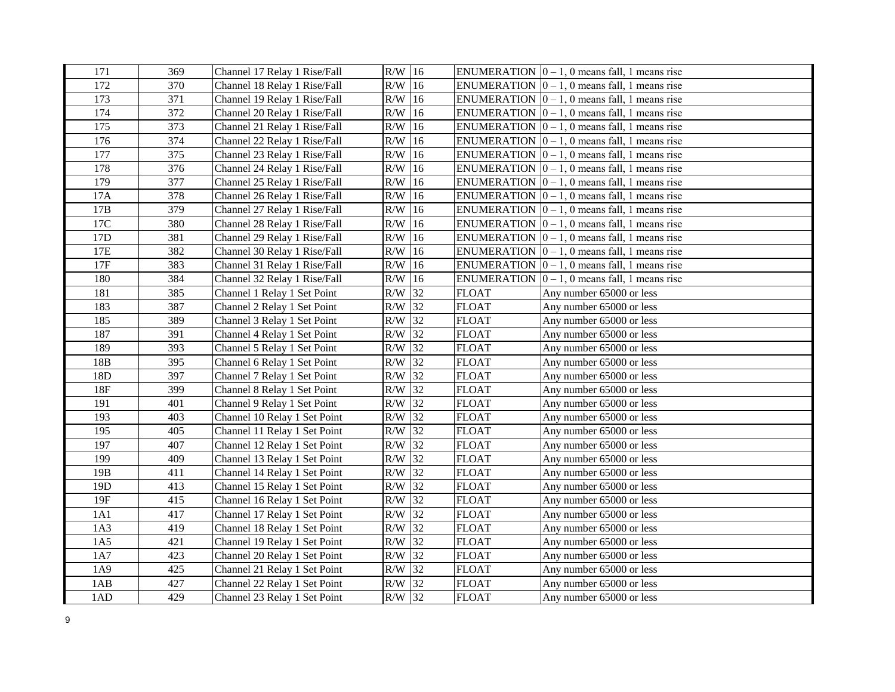| | | | | | | |
|---|---|---|---|---|---|---|
| 171 | 369 | Channel 17 Relay 1 Rise/Fall | R/W | 16 | ENUMERATION | 0 – 1, 0 means fall, 1 means rise |
| 172 | 370 | Channel 18 Relay 1 Rise/Fall | R/W | 16 | ENUMERATION | 0 – 1, 0 means fall, 1 means rise |
| 173 | 371 | Channel 19 Relay 1 Rise/Fall | R/W | 16 | ENUMERATION | 0 – 1, 0 means fall, 1 means rise |
| 174 | 372 | Channel 20 Relay 1 Rise/Fall | R/W | 16 | ENUMERATION | 0 – 1, 0 means fall, 1 means rise |
| 175 | 373 | Channel 21 Relay 1 Rise/Fall | R/W | 16 | ENUMERATION | 0 – 1, 0 means fall, 1 means rise |
| 176 | 374 | Channel 22 Relay 1 Rise/Fall | R/W | 16 | ENUMERATION | 0 – 1, 0 means fall, 1 means rise |
| 177 | 375 | Channel 23 Relay 1 Rise/Fall | R/W | 16 | ENUMERATION | 0 – 1, 0 means fall, 1 means rise |
| 178 | 376 | Channel 24 Relay 1 Rise/Fall | R/W | 16 | ENUMERATION | 0 – 1, 0 means fall, 1 means rise |
| 179 | 377 | Channel 25 Relay 1 Rise/Fall | R/W | 16 | ENUMERATION | 0 – 1, 0 means fall, 1 means rise |
| 17A | 378 | Channel 26 Relay 1 Rise/Fall | R/W | 16 | ENUMERATION | 0 – 1, 0 means fall, 1 means rise |
| 17B | 379 | Channel 27 Relay 1 Rise/Fall | R/W | 16 | ENUMERATION | 0 – 1, 0 means fall, 1 means rise |
| 17C | 380 | Channel 28 Relay 1 Rise/Fall | R/W | 16 | ENUMERATION | 0 – 1, 0 means fall, 1 means rise |
| 17D | 381 | Channel 29 Relay 1 Rise/Fall | R/W | 16 | ENUMERATION | 0 – 1, 0 means fall, 1 means rise |
| 17E | 382 | Channel 30 Relay 1 Rise/Fall | R/W | 16 | ENUMERATION | 0 – 1, 0 means fall, 1 means rise |
| 17F | 383 | Channel 31 Relay 1 Rise/Fall | R/W | 16 | ENUMERATION | 0 – 1, 0 means fall, 1 means rise |
| 180 | 384 | Channel 32 Relay 1 Rise/Fall | R/W | 16 | ENUMERATION | 0 – 1, 0 means fall, 1 means rise |
| 181 | 385 | Channel 1 Relay 1 Set Point | R/W | 32 | FLOAT | Any number 65000 or less |
| 183 | 387 | Channel 2 Relay 1 Set Point | R/W | 32 | FLOAT | Any number 65000 or less |
| 185 | 389 | Channel 3 Relay 1 Set Point | R/W | 32 | FLOAT | Any number 65000 or less |
| 187 | 391 | Channel 4 Relay 1 Set Point | R/W | 32 | FLOAT | Any number 65000 or less |
| 189 | 393 | Channel 5 Relay 1 Set Point | R/W | 32 | FLOAT | Any number 65000 or less |
| 18B | 395 | Channel 6 Relay 1 Set Point | R/W | 32 | FLOAT | Any number 65000 or less |
| 18D | 397 | Channel 7 Relay 1 Set Point | R/W | 32 | FLOAT | Any number 65000 or less |
| 18F | 399 | Channel 8 Relay 1 Set Point | R/W | 32 | FLOAT | Any number 65000 or less |
| 191 | 401 | Channel 9 Relay 1 Set Point | R/W | 32 | FLOAT | Any number 65000 or less |
| 193 | 403 | Channel 10 Relay 1 Set Point | R/W | 32 | FLOAT | Any number 65000 or less |
| 195 | 405 | Channel 11 Relay 1 Set Point | R/W | 32 | FLOAT | Any number 65000 or less |
| 197 | 407 | Channel 12 Relay 1 Set Point | R/W | 32 | FLOAT | Any number 65000 or less |
| 199 | 409 | Channel 13 Relay 1 Set Point | R/W | 32 | FLOAT | Any number 65000 or less |
| 19B | 411 | Channel 14 Relay 1 Set Point | R/W | 32 | FLOAT | Any number 65000 or less |
| 19D | 413 | Channel 15 Relay 1 Set Point | R/W | 32 | FLOAT | Any number 65000 or less |
| 19F | 415 | Channel 16 Relay 1 Set Point | R/W | 32 | FLOAT | Any number 65000 or less |
| 1A1 | 417 | Channel 17 Relay 1 Set Point | R/W | 32 | FLOAT | Any number 65000 or less |
| 1A3 | 419 | Channel 18 Relay 1 Set Point | R/W | 32 | FLOAT | Any number 65000 or less |
| 1A5 | 421 | Channel 19 Relay 1 Set Point | R/W | 32 | FLOAT | Any number 65000 or less |
| 1A7 | 423 | Channel 20 Relay 1 Set Point | R/W | 32 | FLOAT | Any number 65000 or less |
| 1A9 | 425 | Channel 21 Relay 1 Set Point | R/W | 32 | FLOAT | Any number 65000 or less |
| 1AB | 427 | Channel 22 Relay 1 Set Point | R/W | 32 | FLOAT | Any number 65000 or less |
| 1AD | 429 | Channel 23 Relay 1 Set Point | R/W | 32 | FLOAT | Any number 65000 or less |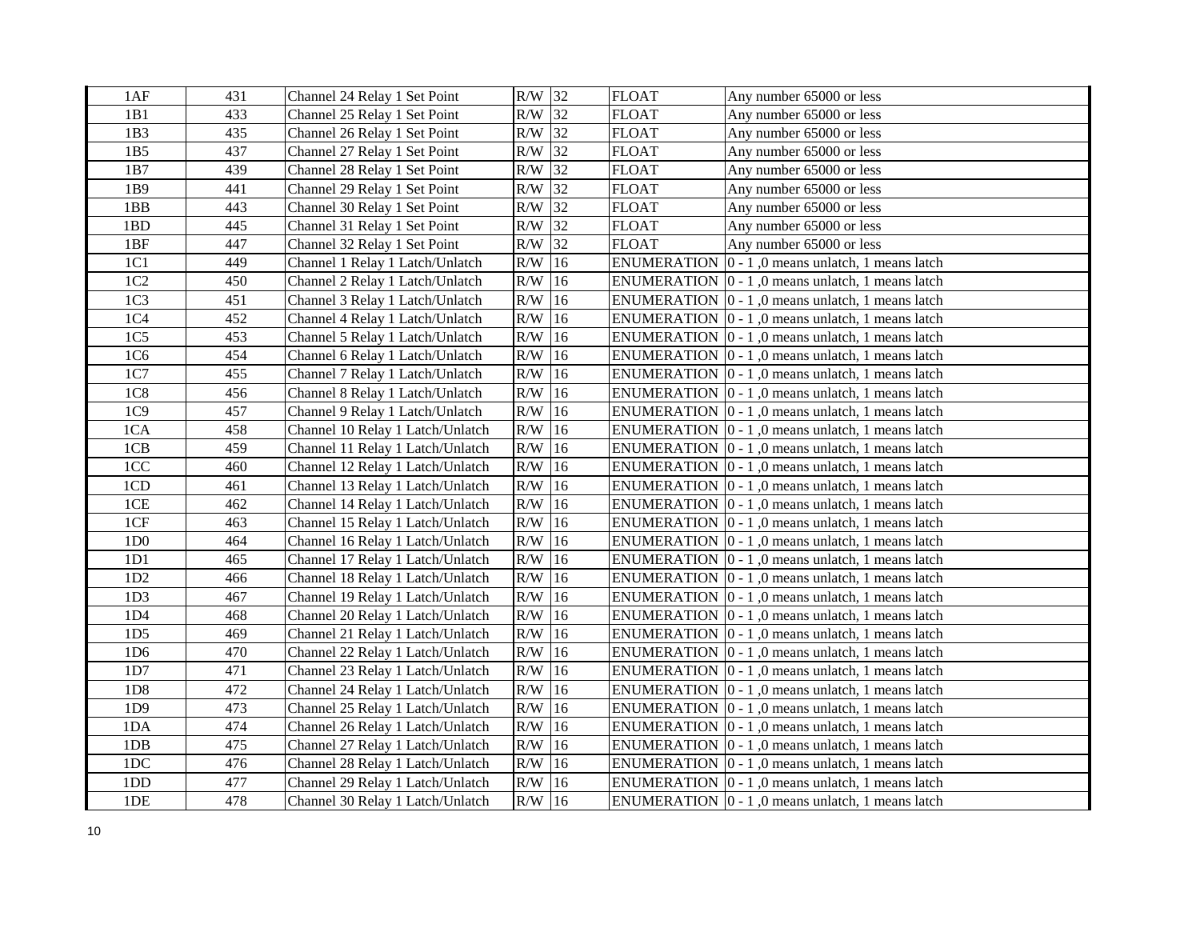| 1AF | 431 | Channel 24 Relay 1 Set Point | R/W | 32 | FLOAT | Any number 65000 or less |
|---|---|---|---|---|---|---|
| 1B1 | 433 | Channel 25 Relay 1 Set Point | R/W | 32 | FLOAT | Any number 65000 or less |
| 1B3 | 435 | Channel 26 Relay 1 Set Point | R/W | 32 | FLOAT | Any number 65000 or less |
| 1B5 | 437 | Channel 27 Relay 1 Set Point | R/W | 32 | FLOAT | Any number 65000 or less |
| 1B7 | 439 | Channel 28 Relay 1 Set Point | R/W | 32 | FLOAT | Any number 65000 or less |
| 1B9 | 441 | Channel 29 Relay 1 Set Point | R/W | 32 | FLOAT | Any number 65000 or less |
| 1BB | 443 | Channel 30 Relay 1 Set Point | R/W | 32 | FLOAT | Any number 65000 or less |
| 1BD | 445 | Channel 31 Relay 1 Set Point | R/W | 32 | FLOAT | Any number 65000 or less |
| 1BF | 447 | Channel 32 Relay 1 Set Point | R/W | 32 | FLOAT | Any number 65000 or less |
| 1C1 | 449 | Channel 1 Relay 1 Latch/Unlatch | R/W | 16 | ENUMERATION | 0 - 1 ,0 means unlatch, 1 means latch |
| 1C2 | 450 | Channel 2 Relay 1 Latch/Unlatch | R/W | 16 | ENUMERATION | 0 - 1 ,0 means unlatch, 1 means latch |
| 1C3 | 451 | Channel 3 Relay 1 Latch/Unlatch | R/W | 16 | ENUMERATION | 0 - 1 ,0 means unlatch, 1 means latch |
| 1C4 | 452 | Channel 4 Relay 1 Latch/Unlatch | R/W | 16 | ENUMERATION | 0 - 1 ,0 means unlatch, 1 means latch |
| 1C5 | 453 | Channel 5 Relay 1 Latch/Unlatch | R/W | 16 | ENUMERATION | 0 - 1 ,0 means unlatch, 1 means latch |
| 1C6 | 454 | Channel 6 Relay 1 Latch/Unlatch | R/W | 16 | ENUMERATION | 0 - 1 ,0 means unlatch, 1 means latch |
| 1C7 | 455 | Channel 7 Relay 1 Latch/Unlatch | R/W | 16 | ENUMERATION | 0 - 1 ,0 means unlatch, 1 means latch |
| 1C8 | 456 | Channel 8 Relay 1 Latch/Unlatch | R/W | 16 | ENUMERATION | 0 - 1 ,0 means unlatch, 1 means latch |
| 1C9 | 457 | Channel 9 Relay 1 Latch/Unlatch | R/W | 16 | ENUMERATION | 0 - 1 ,0 means unlatch, 1 means latch |
| 1CA | 458 | Channel 10 Relay 1 Latch/Unlatch | R/W | 16 | ENUMERATION | 0 - 1 ,0 means unlatch, 1 means latch |
| 1CB | 459 | Channel 11 Relay 1 Latch/Unlatch | R/W | 16 | ENUMERATION | 0 - 1 ,0 means unlatch, 1 means latch |
| 1CC | 460 | Channel 12 Relay 1 Latch/Unlatch | R/W | 16 | ENUMERATION | 0 - 1 ,0 means unlatch, 1 means latch |
| 1CD | 461 | Channel 13 Relay 1 Latch/Unlatch | R/W | 16 | ENUMERATION | 0 - 1 ,0 means unlatch, 1 means latch |
| 1CE | 462 | Channel 14 Relay 1 Latch/Unlatch | R/W | 16 | ENUMERATION | 0 - 1 ,0 means unlatch, 1 means latch |
| 1CF | 463 | Channel 15 Relay 1 Latch/Unlatch | R/W | 16 | ENUMERATION | 0 - 1 ,0 means unlatch, 1 means latch |
| 1D0 | 464 | Channel 16 Relay 1 Latch/Unlatch | R/W | 16 | ENUMERATION | 0 - 1 ,0 means unlatch, 1 means latch |
| 1D1 | 465 | Channel 17 Relay 1 Latch/Unlatch | R/W | 16 | ENUMERATION | 0 - 1 ,0 means unlatch, 1 means latch |
| 1D2 | 466 | Channel 18 Relay 1 Latch/Unlatch | R/W | 16 | ENUMERATION | 0 - 1 ,0 means unlatch, 1 means latch |
| 1D3 | 467 | Channel 19 Relay 1 Latch/Unlatch | R/W | 16 | ENUMERATION | 0 - 1 ,0 means unlatch, 1 means latch |
| 1D4 | 468 | Channel 20 Relay 1 Latch/Unlatch | R/W | 16 | ENUMERATION | 0 - 1 ,0 means unlatch, 1 means latch |
| 1D5 | 469 | Channel 21 Relay 1 Latch/Unlatch | R/W | 16 | ENUMERATION | 0 - 1 ,0 means unlatch, 1 means latch |
| 1D6 | 470 | Channel 22 Relay 1 Latch/Unlatch | R/W | 16 | ENUMERATION | 0 - 1 ,0 means unlatch, 1 means latch |
| 1D7 | 471 | Channel 23 Relay 1 Latch/Unlatch | R/W | 16 | ENUMERATION | 0 - 1 ,0 means unlatch, 1 means latch |
| 1D8 | 472 | Channel 24 Relay 1 Latch/Unlatch | R/W | 16 | ENUMERATION | 0 - 1 ,0 means unlatch, 1 means latch |
| 1D9 | 473 | Channel 25 Relay 1 Latch/Unlatch | R/W | 16 | ENUMERATION | 0 - 1 ,0 means unlatch, 1 means latch |
| 1DA | 474 | Channel 26 Relay 1 Latch/Unlatch | R/W | 16 | ENUMERATION | 0 - 1 ,0 means unlatch, 1 means latch |
| 1DB | 475 | Channel 27 Relay 1 Latch/Unlatch | R/W | 16 | ENUMERATION | 0 - 1 ,0 means unlatch, 1 means latch |
| 1DC | 476 | Channel 28 Relay 1 Latch/Unlatch | R/W | 16 | ENUMERATION | 0 - 1 ,0 means unlatch, 1 means latch |
| 1DD | 477 | Channel 29 Relay 1 Latch/Unlatch | R/W | 16 | ENUMERATION | 0 - 1 ,0 means unlatch, 1 means latch |
| 1DE | 478 | Channel 30 Relay 1 Latch/Unlatch | R/W | 16 | ENUMERATION | 0 - 1 ,0 means unlatch, 1 means latch |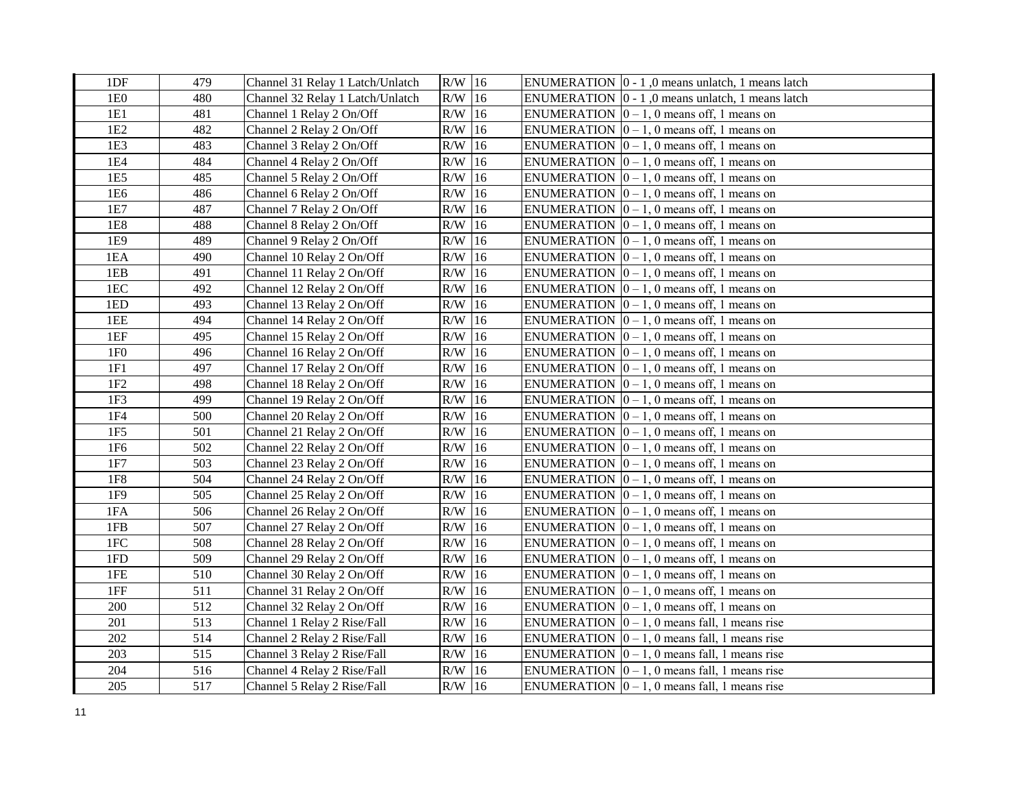| 1DF | 479 | Channel 31 Relay 1 Latch/Unlatch | R/W | 16 | ENUMERATION | 0 - 1 ,0 means unlatch, 1 means latch |
|---|---|---|---|---|---|---|
| 1E0 | 480 | Channel 32 Relay 1 Latch/Unlatch | R/W | 16 | ENUMERATION | 0 - 1 ,0 means unlatch, 1 means latch |
| 1E1 | 481 | Channel 1 Relay 2 On/Off | R/W | 16 | ENUMERATION | 0 – 1, 0 means off, 1 means on |
| 1E2 | 482 | Channel 2 Relay 2 On/Off | R/W | 16 | ENUMERATION | 0 – 1, 0 means off, 1 means on |
| 1E3 | 483 | Channel 3 Relay 2 On/Off | R/W | 16 | ENUMERATION | 0 – 1, 0 means off, 1 means on |
| 1E4 | 484 | Channel 4 Relay 2 On/Off | R/W | 16 | ENUMERATION | 0 – 1, 0 means off, 1 means on |
| 1E5 | 485 | Channel 5 Relay 2 On/Off | R/W | 16 | ENUMERATION | 0 – 1, 0 means off, 1 means on |
| 1E6 | 486 | Channel 6 Relay 2 On/Off | R/W | 16 | ENUMERATION | 0 – 1, 0 means off, 1 means on |
| 1E7 | 487 | Channel 7 Relay 2 On/Off | R/W | 16 | ENUMERATION | 0 – 1, 0 means off, 1 means on |
| 1E8 | 488 | Channel 8 Relay 2 On/Off | R/W | 16 | ENUMERATION | 0 – 1, 0 means off, 1 means on |
| 1E9 | 489 | Channel 9 Relay 2 On/Off | R/W | 16 | ENUMERATION | 0 – 1, 0 means off, 1 means on |
| 1EA | 490 | Channel 10 Relay 2 On/Off | R/W | 16 | ENUMERATION | 0 – 1, 0 means off, 1 means on |
| 1EB | 491 | Channel 11 Relay 2 On/Off | R/W | 16 | ENUMERATION | 0 – 1, 0 means off, 1 means on |
| 1EC | 492 | Channel 12 Relay 2 On/Off | R/W | 16 | ENUMERATION | 0 – 1, 0 means off, 1 means on |
| 1ED | 493 | Channel 13 Relay 2 On/Off | R/W | 16 | ENUMERATION | 0 – 1, 0 means off, 1 means on |
| 1EE | 494 | Channel 14 Relay 2 On/Off | R/W | 16 | ENUMERATION | 0 – 1, 0 means off, 1 means on |
| 1EF | 495 | Channel 15 Relay 2 On/Off | R/W | 16 | ENUMERATION | 0 – 1, 0 means off, 1 means on |
| 1F0 | 496 | Channel 16 Relay 2 On/Off | R/W | 16 | ENUMERATION | 0 – 1, 0 means off, 1 means on |
| 1F1 | 497 | Channel 17 Relay 2 On/Off | R/W | 16 | ENUMERATION | 0 – 1, 0 means off, 1 means on |
| 1F2 | 498 | Channel 18 Relay 2 On/Off | R/W | 16 | ENUMERATION | 0 – 1, 0 means off, 1 means on |
| 1F3 | 499 | Channel 19 Relay 2 On/Off | R/W | 16 | ENUMERATION | 0 – 1, 0 means off, 1 means on |
| 1F4 | 500 | Channel 20 Relay 2 On/Off | R/W | 16 | ENUMERATION | 0 – 1, 0 means off, 1 means on |
| 1F5 | 501 | Channel 21 Relay 2 On/Off | R/W | 16 | ENUMERATION | 0 – 1, 0 means off, 1 means on |
| 1F6 | 502 | Channel 22 Relay 2 On/Off | R/W | 16 | ENUMERATION | 0 – 1, 0 means off, 1 means on |
| 1F7 | 503 | Channel 23 Relay 2 On/Off | R/W | 16 | ENUMERATION | 0 – 1, 0 means off, 1 means on |
| 1F8 | 504 | Channel 24 Relay 2 On/Off | R/W | 16 | ENUMERATION | 0 – 1, 0 means off, 1 means on |
| 1F9 | 505 | Channel 25 Relay 2 On/Off | R/W | 16 | ENUMERATION | 0 – 1, 0 means off, 1 means on |
| 1FA | 506 | Channel 26 Relay 2 On/Off | R/W | 16 | ENUMERATION | 0 – 1, 0 means off, 1 means on |
| 1FB | 507 | Channel 27 Relay 2 On/Off | R/W | 16 | ENUMERATION | 0 – 1, 0 means off, 1 means on |
| 1FC | 508 | Channel 28 Relay 2 On/Off | R/W | 16 | ENUMERATION | 0 – 1, 0 means off, 1 means on |
| 1FD | 509 | Channel 29 Relay 2 On/Off | R/W | 16 | ENUMERATION | 0 – 1, 0 means off, 1 means on |
| 1FE | 510 | Channel 30 Relay 2 On/Off | R/W | 16 | ENUMERATION | 0 – 1, 0 means off, 1 means on |
| 1FF | 511 | Channel 31 Relay 2 On/Off | R/W | 16 | ENUMERATION | 0 – 1, 0 means off, 1 means on |
| 200 | 512 | Channel 32 Relay 2 On/Off | R/W | 16 | ENUMERATION | 0 – 1, 0 means off, 1 means on |
| 201 | 513 | Channel 1 Relay 2 Rise/Fall | R/W | 16 | ENUMERATION | 0 – 1, 0 means fall, 1 means rise |
| 202 | 514 | Channel 2 Relay 2 Rise/Fall | R/W | 16 | ENUMERATION | 0 – 1, 0 means fall, 1 means rise |
| 203 | 515 | Channel 3 Relay 2 Rise/Fall | R/W | 16 | ENUMERATION | 0 – 1, 0 means fall, 1 means rise |
| 204 | 516 | Channel 4 Relay 2 Rise/Fall | R/W | 16 | ENUMERATION | 0 – 1, 0 means fall, 1 means rise |
| 205 | 517 | Channel 5 Relay 2 Rise/Fall | R/W | 16 | ENUMERATION | 0 – 1, 0 means fall, 1 means rise |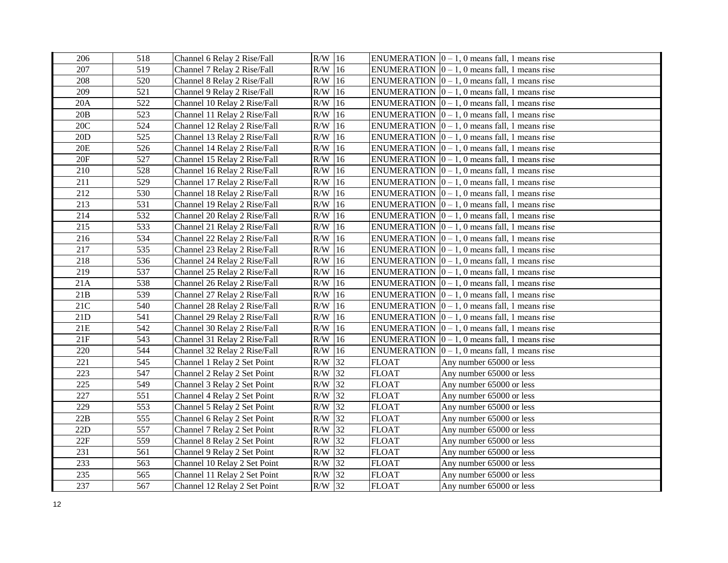| 206 | 518 | Channel 6 Relay 2 Rise/Fall | R/W | 16 | ENUMERATION | 0 – 1, 0 means fall, 1 means rise |
|---|---|---|---|---|---|---|
| 207 | 519 | Channel 7 Relay 2 Rise/Fall | R/W | 16 | ENUMERATION | 0 – 1, 0 means fall, 1 means rise |
| 208 | 520 | Channel 8 Relay 2 Rise/Fall | R/W | 16 | ENUMERATION | 0 – 1, 0 means fall, 1 means rise |
| 209 | 521 | Channel 9 Relay 2 Rise/Fall | R/W | 16 | ENUMERATION | 0 – 1, 0 means fall, 1 means rise |
| 20A | 522 | Channel 10 Relay 2 Rise/Fall | R/W | 16 | ENUMERATION | 0 – 1, 0 means fall, 1 means rise |
| 20B | 523 | Channel 11 Relay 2 Rise/Fall | R/W | 16 | ENUMERATION | 0 – 1, 0 means fall, 1 means rise |
| 20C | 524 | Channel 12 Relay 2 Rise/Fall | R/W | 16 | ENUMERATION | 0 – 1, 0 means fall, 1 means rise |
| 20D | 525 | Channel 13 Relay 2 Rise/Fall | R/W | 16 | ENUMERATION | 0 – 1, 0 means fall, 1 means rise |
| 20E | 526 | Channel 14 Relay 2 Rise/Fall | R/W | 16 | ENUMERATION | 0 – 1, 0 means fall, 1 means rise |
| 20F | 527 | Channel 15 Relay 2 Rise/Fall | R/W | 16 | ENUMERATION | 0 – 1, 0 means fall, 1 means rise |
| 210 | 528 | Channel 16 Relay 2 Rise/Fall | R/W | 16 | ENUMERATION | 0 – 1, 0 means fall, 1 means rise |
| 211 | 529 | Channel 17 Relay 2 Rise/Fall | R/W | 16 | ENUMERATION | 0 – 1, 0 means fall, 1 means rise |
| 212 | 530 | Channel 18 Relay 2 Rise/Fall | R/W | 16 | ENUMERATION | 0 – 1, 0 means fall, 1 means rise |
| 213 | 531 | Channel 19 Relay 2 Rise/Fall | R/W | 16 | ENUMERATION | 0 – 1, 0 means fall, 1 means rise |
| 214 | 532 | Channel 20 Relay 2 Rise/Fall | R/W | 16 | ENUMERATION | 0 – 1, 0 means fall, 1 means rise |
| 215 | 533 | Channel 21 Relay 2 Rise/Fall | R/W | 16 | ENUMERATION | 0 – 1, 0 means fall, 1 means rise |
| 216 | 534 | Channel 22 Relay 2 Rise/Fall | R/W | 16 | ENUMERATION | 0 – 1, 0 means fall, 1 means rise |
| 217 | 535 | Channel 23 Relay 2 Rise/Fall | R/W | 16 | ENUMERATION | 0 – 1, 0 means fall, 1 means rise |
| 218 | 536 | Channel 24 Relay 2 Rise/Fall | R/W | 16 | ENUMERATION | 0 – 1, 0 means fall, 1 means rise |
| 219 | 537 | Channel 25 Relay 2 Rise/Fall | R/W | 16 | ENUMERATION | 0 – 1, 0 means fall, 1 means rise |
| 21A | 538 | Channel 26 Relay 2 Rise/Fall | R/W | 16 | ENUMERATION | 0 – 1, 0 means fall, 1 means rise |
| 21B | 539 | Channel 27 Relay 2 Rise/Fall | R/W | 16 | ENUMERATION | 0 – 1, 0 means fall, 1 means rise |
| 21C | 540 | Channel 28 Relay 2 Rise/Fall | R/W | 16 | ENUMERATION | 0 – 1, 0 means fall, 1 means rise |
| 21D | 541 | Channel 29 Relay 2 Rise/Fall | R/W | 16 | ENUMERATION | 0 – 1, 0 means fall, 1 means rise |
| 21E | 542 | Channel 30 Relay 2 Rise/Fall | R/W | 16 | ENUMERATION | 0 – 1, 0 means fall, 1 means rise |
| 21F | 543 | Channel 31 Relay 2 Rise/Fall | R/W | 16 | ENUMERATION | 0 – 1, 0 means fall, 1 means rise |
| 220 | 544 | Channel 32 Relay 2 Rise/Fall | R/W | 16 | ENUMERATION | 0 – 1, 0 means fall, 1 means rise |
| 221 | 545 | Channel 1 Relay 2 Set Point | R/W | 32 | FLOAT | Any number 65000 or less |
| 223 | 547 | Channel 2 Relay 2 Set Point | R/W | 32 | FLOAT | Any number 65000 or less |
| 225 | 549 | Channel 3 Relay 2 Set Point | R/W | 32 | FLOAT | Any number 65000 or less |
| 227 | 551 | Channel 4 Relay 2 Set Point | R/W | 32 | FLOAT | Any number 65000 or less |
| 229 | 553 | Channel 5 Relay 2 Set Point | R/W | 32 | FLOAT | Any number 65000 or less |
| 22B | 555 | Channel 6 Relay 2 Set Point | R/W | 32 | FLOAT | Any number 65000 or less |
| 22D | 557 | Channel 7 Relay 2 Set Point | R/W | 32 | FLOAT | Any number 65000 or less |
| 22F | 559 | Channel 8 Relay 2 Set Point | R/W | 32 | FLOAT | Any number 65000 or less |
| 231 | 561 | Channel 9 Relay 2 Set Point | R/W | 32 | FLOAT | Any number 65000 or less |
| 233 | 563 | Channel 10 Relay 2 Set Point | R/W | 32 | FLOAT | Any number 65000 or less |
| 235 | 565 | Channel 11 Relay 2 Set Point | R/W | 32 | FLOAT | Any number 65000 or less |
| 237 | 567 | Channel 12 Relay 2 Set Point | R/W | 32 | FLOAT | Any number 65000 or less |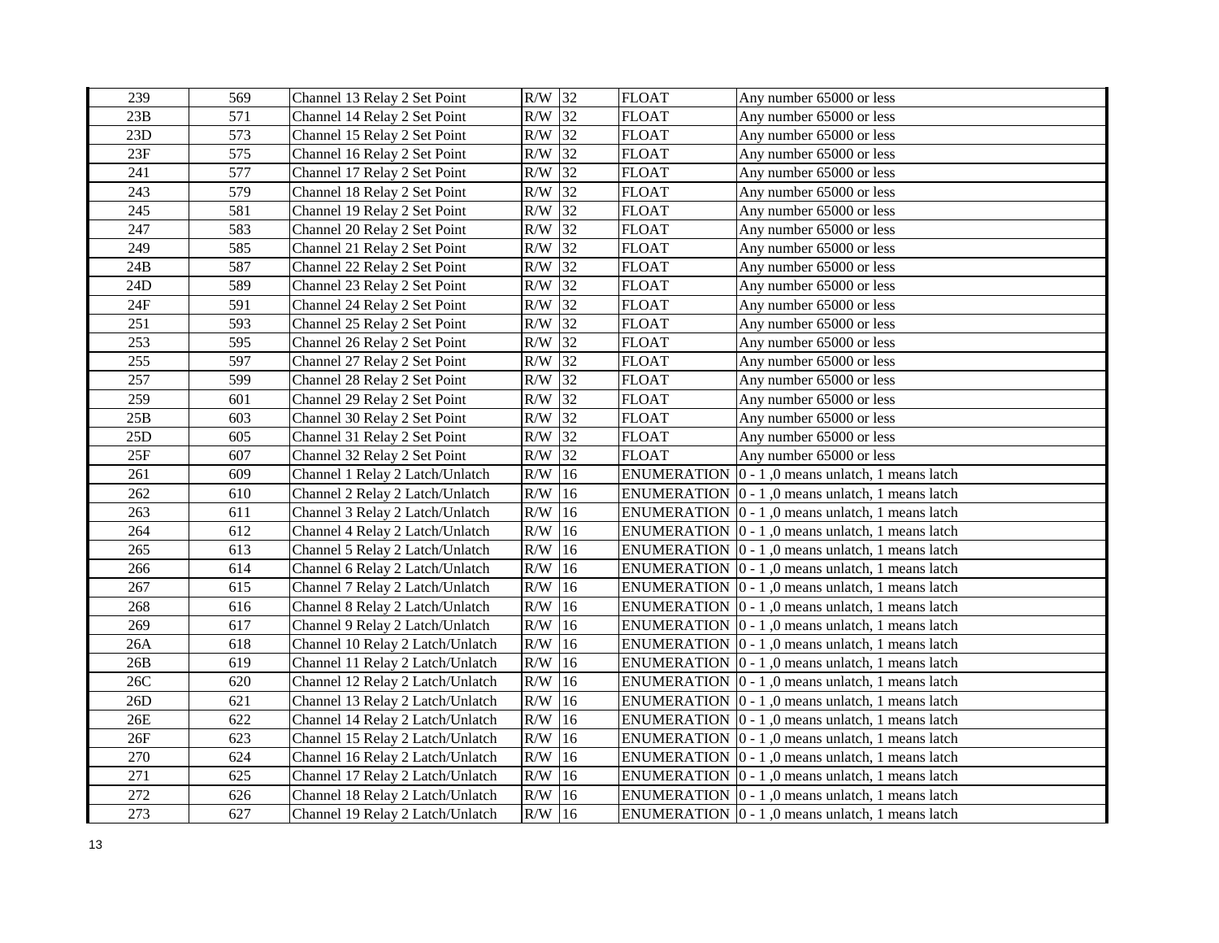| 239 | 569 | Channel 13 Relay 2 Set Point | R/W | 32 | FLOAT | Any number 65000 or less |
|---|---|---|---|---|---|---|
| 23B | 571 | Channel 14 Relay 2 Set Point | R/W | 32 | FLOAT | Any number 65000 or less |
| 23D | 573 | Channel 15 Relay 2 Set Point | R/W | 32 | FLOAT | Any number 65000 or less |
| 23F | 575 | Channel 16 Relay 2 Set Point | R/W | 32 | FLOAT | Any number 65000 or less |
| 241 | 577 | Channel 17 Relay 2 Set Point | R/W | 32 | FLOAT | Any number 65000 or less |
| 243 | 579 | Channel 18 Relay 2 Set Point | R/W | 32 | FLOAT | Any number 65000 or less |
| 245 | 581 | Channel 19 Relay 2 Set Point | R/W | 32 | FLOAT | Any number 65000 or less |
| 247 | 583 | Channel 20 Relay 2 Set Point | R/W | 32 | FLOAT | Any number 65000 or less |
| 249 | 585 | Channel 21 Relay 2 Set Point | R/W | 32 | FLOAT | Any number 65000 or less |
| 24B | 587 | Channel 22 Relay 2 Set Point | R/W | 32 | FLOAT | Any number 65000 or less |
| 24D | 589 | Channel 23 Relay 2 Set Point | R/W | 32 | FLOAT | Any number 65000 or less |
| 24F | 591 | Channel 24 Relay 2 Set Point | R/W | 32 | FLOAT | Any number 65000 or less |
| 251 | 593 | Channel 25 Relay 2 Set Point | R/W | 32 | FLOAT | Any number 65000 or less |
| 253 | 595 | Channel 26 Relay 2 Set Point | R/W | 32 | FLOAT | Any number 65000 or less |
| 255 | 597 | Channel 27 Relay 2 Set Point | R/W | 32 | FLOAT | Any number 65000 or less |
| 257 | 599 | Channel 28 Relay 2 Set Point | R/W | 32 | FLOAT | Any number 65000 or less |
| 259 | 601 | Channel 29 Relay 2 Set Point | R/W | 32 | FLOAT | Any number 65000 or less |
| 25B | 603 | Channel 30 Relay 2 Set Point | R/W | 32 | FLOAT | Any number 65000 or less |
| 25D | 605 | Channel 31 Relay 2 Set Point | R/W | 32 | FLOAT | Any number 65000 or less |
| 25F | 607 | Channel 32 Relay 2 Set Point | R/W | 32 | FLOAT | Any number 65000 or less |
| 261 | 609 | Channel 1 Relay 2 Latch/Unlatch | R/W | 16 | ENUMERATION | 0 - 1 ,0 means unlatch, 1 means latch |
| 262 | 610 | Channel 2 Relay 2 Latch/Unlatch | R/W | 16 | ENUMERATION | 0 - 1 ,0 means unlatch, 1 means latch |
| 263 | 611 | Channel 3 Relay 2 Latch/Unlatch | R/W | 16 | ENUMERATION | 0 - 1 ,0 means unlatch, 1 means latch |
| 264 | 612 | Channel 4 Relay 2 Latch/Unlatch | R/W | 16 | ENUMERATION | 0 - 1 ,0 means unlatch, 1 means latch |
| 265 | 613 | Channel 5 Relay 2 Latch/Unlatch | R/W | 16 | ENUMERATION | 0 - 1 ,0 means unlatch, 1 means latch |
| 266 | 614 | Channel 6 Relay 2 Latch/Unlatch | R/W | 16 | ENUMERATION | 0 - 1 ,0 means unlatch, 1 means latch |
| 267 | 615 | Channel 7 Relay 2 Latch/Unlatch | R/W | 16 | ENUMERATION | 0 - 1 ,0 means unlatch, 1 means latch |
| 268 | 616 | Channel 8 Relay 2 Latch/Unlatch | R/W | 16 | ENUMERATION | 0 - 1 ,0 means unlatch, 1 means latch |
| 269 | 617 | Channel 9 Relay 2 Latch/Unlatch | R/W | 16 | ENUMERATION | 0 - 1 ,0 means unlatch, 1 means latch |
| 26A | 618 | Channel 10 Relay 2 Latch/Unlatch | R/W | 16 | ENUMERATION | 0 - 1 ,0 means unlatch, 1 means latch |
| 26B | 619 | Channel 11 Relay 2 Latch/Unlatch | R/W | 16 | ENUMERATION | 0 - 1 ,0 means unlatch, 1 means latch |
| 26C | 620 | Channel 12 Relay 2 Latch/Unlatch | R/W | 16 | ENUMERATION | 0 - 1 ,0 means unlatch, 1 means latch |
| 26D | 621 | Channel 13 Relay 2 Latch/Unlatch | R/W | 16 | ENUMERATION | 0 - 1 ,0 means unlatch, 1 means latch |
| 26E | 622 | Channel 14 Relay 2 Latch/Unlatch | R/W | 16 | ENUMERATION | 0 - 1 ,0 means unlatch, 1 means latch |
| 26F | 623 | Channel 15 Relay 2 Latch/Unlatch | R/W | 16 | ENUMERATION | 0 - 1 ,0 means unlatch, 1 means latch |
| 270 | 624 | Channel 16 Relay 2 Latch/Unlatch | R/W | 16 | ENUMERATION | 0 - 1 ,0 means unlatch, 1 means latch |
| 271 | 625 | Channel 17 Relay 2 Latch/Unlatch | R/W | 16 | ENUMERATION | 0 - 1 ,0 means unlatch, 1 means latch |
| 272 | 626 | Channel 18 Relay 2 Latch/Unlatch | R/W | 16 | ENUMERATION | 0 - 1 ,0 means unlatch, 1 means latch |
| 273 | 627 | Channel 19 Relay 2 Latch/Unlatch | R/W | 16 | ENUMERATION | 0 - 1 ,0 means unlatch, 1 means latch |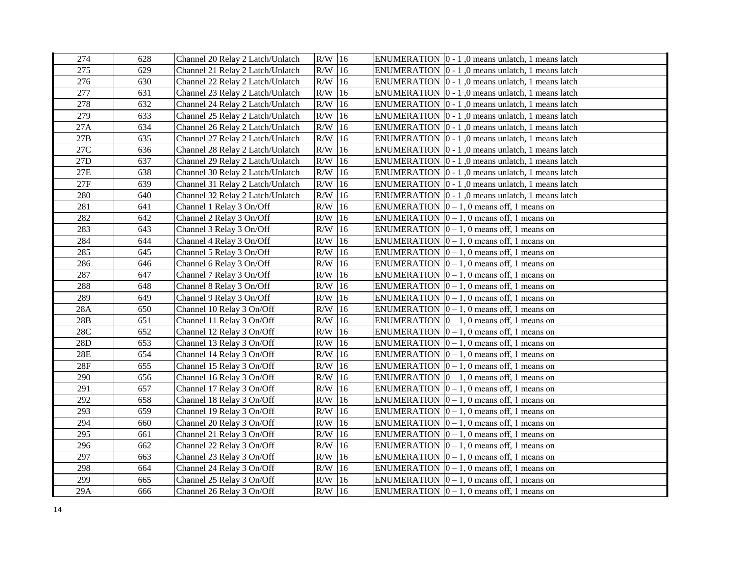| 274 | 628 | Channel 20 Relay 2 Latch/Unlatch | R/W | 16 | ENUMERATION | 0 - 1 ,0 means unlatch, 1 means latch |
|---|---|---|---|---|---|---|
| 275 | 629 | Channel 21 Relay 2 Latch/Unlatch | R/W | 16 | ENUMERATION | 0 - 1 ,0 means unlatch, 1 means latch |
| 276 | 630 | Channel 22 Relay 2 Latch/Unlatch | R/W | 16 | ENUMERATION | 0 - 1 ,0 means unlatch, 1 means latch |
| 277 | 631 | Channel 23 Relay 2 Latch/Unlatch | R/W | 16 | ENUMERATION | 0 - 1 ,0 means unlatch, 1 means latch |
| 278 | 632 | Channel 24 Relay 2 Latch/Unlatch | R/W | 16 | ENUMERATION | 0 - 1 ,0 means unlatch, 1 means latch |
| 279 | 633 | Channel 25 Relay 2 Latch/Unlatch | R/W | 16 | ENUMERATION | 0 - 1 ,0 means unlatch, 1 means latch |
| 27A | 634 | Channel 26 Relay 2 Latch/Unlatch | R/W | 16 | ENUMERATION | 0 - 1 ,0 means unlatch, 1 means latch |
| 27B | 635 | Channel 27 Relay 2 Latch/Unlatch | R/W | 16 | ENUMERATION | 0 - 1 ,0 means unlatch, 1 means latch |
| 27C | 636 | Channel 28 Relay 2 Latch/Unlatch | R/W | 16 | ENUMERATION | 0 - 1 ,0 means unlatch, 1 means latch |
| 27D | 637 | Channel 29 Relay 2 Latch/Unlatch | R/W | 16 | ENUMERATION | 0 - 1 ,0 means unlatch, 1 means latch |
| 27E | 638 | Channel 30 Relay 2 Latch/Unlatch | R/W | 16 | ENUMERATION | 0 - 1 ,0 means unlatch, 1 means latch |
| 27F | 639 | Channel 31 Relay 2 Latch/Unlatch | R/W | 16 | ENUMERATION | 0 - 1 ,0 means unlatch, 1 means latch |
| 280 | 640 | Channel 32 Relay 2 Latch/Unlatch | R/W | 16 | ENUMERATION | 0 - 1 ,0 means unlatch, 1 means latch |
| 281 | 641 | Channel 1 Relay 3 On/Off | R/W | 16 | ENUMERATION | 0 – 1, 0 means off, 1 means on |
| 282 | 642 | Channel 2 Relay 3 On/Off | R/W | 16 | ENUMERATION | 0 – 1, 0 means off, 1 means on |
| 283 | 643 | Channel 3 Relay 3 On/Off | R/W | 16 | ENUMERATION | 0 – 1, 0 means off, 1 means on |
| 284 | 644 | Channel 4 Relay 3 On/Off | R/W | 16 | ENUMERATION | 0 – 1, 0 means off, 1 means on |
| 285 | 645 | Channel 5 Relay 3 On/Off | R/W | 16 | ENUMERATION | 0 – 1, 0 means off, 1 means on |
| 286 | 646 | Channel 6 Relay 3 On/Off | R/W | 16 | ENUMERATION | 0 – 1, 0 means off, 1 means on |
| 287 | 647 | Channel 7 Relay 3 On/Off | R/W | 16 | ENUMERATION | 0 – 1, 0 means off, 1 means on |
| 288 | 648 | Channel 8 Relay 3 On/Off | R/W | 16 | ENUMERATION | 0 – 1, 0 means off, 1 means on |
| 289 | 649 | Channel 9 Relay 3 On/Off | R/W | 16 | ENUMERATION | 0 – 1, 0 means off, 1 means on |
| 28A | 650 | Channel 10 Relay 3 On/Off | R/W | 16 | ENUMERATION | 0 – 1, 0 means off, 1 means on |
| 28B | 651 | Channel 11 Relay 3 On/Off | R/W | 16 | ENUMERATION | 0 – 1, 0 means off, 1 means on |
| 28C | 652 | Channel 12 Relay 3 On/Off | R/W | 16 | ENUMERATION | 0 – 1, 0 means off, 1 means on |
| 28D | 653 | Channel 13 Relay 3 On/Off | R/W | 16 | ENUMERATION | 0 – 1, 0 means off, 1 means on |
| 28E | 654 | Channel 14 Relay 3 On/Off | R/W | 16 | ENUMERATION | 0 – 1, 0 means off, 1 means on |
| 28F | 655 | Channel 15 Relay 3 On/Off | R/W | 16 | ENUMERATION | 0 – 1, 0 means off, 1 means on |
| 290 | 656 | Channel 16 Relay 3 On/Off | R/W | 16 | ENUMERATION | 0 – 1, 0 means off, 1 means on |
| 291 | 657 | Channel 17 Relay 3 On/Off | R/W | 16 | ENUMERATION | 0 – 1, 0 means off, 1 means on |
| 292 | 658 | Channel 18 Relay 3 On/Off | R/W | 16 | ENUMERATION | 0 – 1, 0 means off, 1 means on |
| 293 | 659 | Channel 19 Relay 3 On/Off | R/W | 16 | ENUMERATION | 0 – 1, 0 means off, 1 means on |
| 294 | 660 | Channel 20 Relay 3 On/Off | R/W | 16 | ENUMERATION | 0 – 1, 0 means off, 1 means on |
| 295 | 661 | Channel 21 Relay 3 On/Off | R/W | 16 | ENUMERATION | 0 – 1, 0 means off, 1 means on |
| 296 | 662 | Channel 22 Relay 3 On/Off | R/W | 16 | ENUMERATION | 0 – 1, 0 means off, 1 means on |
| 297 | 663 | Channel 23 Relay 3 On/Off | R/W | 16 | ENUMERATION | 0 – 1, 0 means off, 1 means on |
| 298 | 664 | Channel 24 Relay 3 On/Off | R/W | 16 | ENUMERATION | 0 – 1, 0 means off, 1 means on |
| 299 | 665 | Channel 25 Relay 3 On/Off | R/W | 16 | ENUMERATION | 0 – 1, 0 means off, 1 means on |
| 29A | 666 | Channel 26 Relay 3 On/Off | R/W | 16 | ENUMERATION | 0 – 1, 0 means off, 1 means on |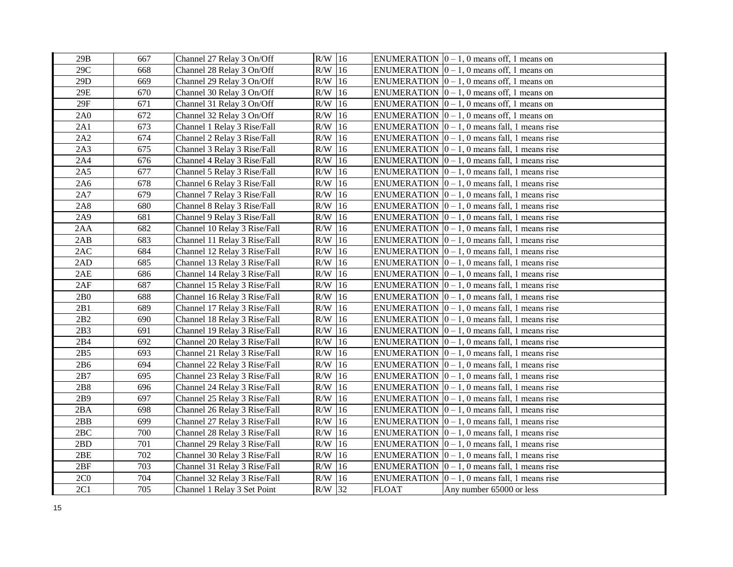| | | | | | | |
|---|---|---|---|---|---|---|
| 29B | 667 | Channel 27 Relay 3 On/Off | R/W | 16 | ENUMERATION | 0 – 1, 0 means off, 1 means on |
| 29C | 668 | Channel 28 Relay 3 On/Off | R/W | 16 | ENUMERATION | 0 – 1, 0 means off, 1 means on |
| 29D | 669 | Channel 29 Relay 3 On/Off | R/W | 16 | ENUMERATION | 0 – 1, 0 means off, 1 means on |
| 29E | 670 | Channel 30 Relay 3 On/Off | R/W | 16 | ENUMERATION | 0 – 1, 0 means off, 1 means on |
| 29F | 671 | Channel 31 Relay 3 On/Off | R/W | 16 | ENUMERATION | 0 – 1, 0 means off, 1 means on |
| 2A0 | 672 | Channel 32 Relay 3 On/Off | R/W | 16 | ENUMERATION | 0 – 1, 0 means off, 1 means on |
| 2A1 | 673 | Channel 1 Relay 3 Rise/Fall | R/W | 16 | ENUMERATION | 0 – 1, 0 means fall, 1 means rise |
| 2A2 | 674 | Channel 2 Relay 3 Rise/Fall | R/W | 16 | ENUMERATION | 0 – 1, 0 means fall, 1 means rise |
| 2A3 | 675 | Channel 3 Relay 3 Rise/Fall | R/W | 16 | ENUMERATION | 0 – 1, 0 means fall, 1 means rise |
| 2A4 | 676 | Channel 4 Relay 3 Rise/Fall | R/W | 16 | ENUMERATION | 0 – 1, 0 means fall, 1 means rise |
| 2A5 | 677 | Channel 5 Relay 3 Rise/Fall | R/W | 16 | ENUMERATION | 0 – 1, 0 means fall, 1 means rise |
| 2A6 | 678 | Channel 6 Relay 3 Rise/Fall | R/W | 16 | ENUMERATION | 0 – 1, 0 means fall, 1 means rise |
| 2A7 | 679 | Channel 7 Relay 3 Rise/Fall | R/W | 16 | ENUMERATION | 0 – 1, 0 means fall, 1 means rise |
| 2A8 | 680 | Channel 8 Relay 3 Rise/Fall | R/W | 16 | ENUMERATION | 0 – 1, 0 means fall, 1 means rise |
| 2A9 | 681 | Channel 9 Relay 3 Rise/Fall | R/W | 16 | ENUMERATION | 0 – 1, 0 means fall, 1 means rise |
| 2AA | 682 | Channel 10 Relay 3 Rise/Fall | R/W | 16 | ENUMERATION | 0 – 1, 0 means fall, 1 means rise |
| 2AB | 683 | Channel 11 Relay 3 Rise/Fall | R/W | 16 | ENUMERATION | 0 – 1, 0 means fall, 1 means rise |
| 2AC | 684 | Channel 12 Relay 3 Rise/Fall | R/W | 16 | ENUMERATION | 0 – 1, 0 means fall, 1 means rise |
| 2AD | 685 | Channel 13 Relay 3 Rise/Fall | R/W | 16 | ENUMERATION | 0 – 1, 0 means fall, 1 means rise |
| 2AE | 686 | Channel 14 Relay 3 Rise/Fall | R/W | 16 | ENUMERATION | 0 – 1, 0 means fall, 1 means rise |
| 2AF | 687 | Channel 15 Relay 3 Rise/Fall | R/W | 16 | ENUMERATION | 0 – 1, 0 means fall, 1 means rise |
| 2B0 | 688 | Channel 16 Relay 3 Rise/Fall | R/W | 16 | ENUMERATION | 0 – 1, 0 means fall, 1 means rise |
| 2B1 | 689 | Channel 17 Relay 3 Rise/Fall | R/W | 16 | ENUMERATION | 0 – 1, 0 means fall, 1 means rise |
| 2B2 | 690 | Channel 18 Relay 3 Rise/Fall | R/W | 16 | ENUMERATION | 0 – 1, 0 means fall, 1 means rise |
| 2B3 | 691 | Channel 19 Relay 3 Rise/Fall | R/W | 16 | ENUMERATION | 0 – 1, 0 means fall, 1 means rise |
| 2B4 | 692 | Channel 20 Relay 3 Rise/Fall | R/W | 16 | ENUMERATION | 0 – 1, 0 means fall, 1 means rise |
| 2B5 | 693 | Channel 21 Relay 3 Rise/Fall | R/W | 16 | ENUMERATION | 0 – 1, 0 means fall, 1 means rise |
| 2B6 | 694 | Channel 22 Relay 3 Rise/Fall | R/W | 16 | ENUMERATION | 0 – 1, 0 means fall, 1 means rise |
| 2B7 | 695 | Channel 23 Relay 3 Rise/Fall | R/W | 16 | ENUMERATION | 0 – 1, 0 means fall, 1 means rise |
| 2B8 | 696 | Channel 24 Relay 3 Rise/Fall | R/W | 16 | ENUMERATION | 0 – 1, 0 means fall, 1 means rise |
| 2B9 | 697 | Channel 25 Relay 3 Rise/Fall | R/W | 16 | ENUMERATION | 0 – 1, 0 means fall, 1 means rise |
| 2BA | 698 | Channel 26 Relay 3 Rise/Fall | R/W | 16 | ENUMERATION | 0 – 1, 0 means fall, 1 means rise |
| 2BB | 699 | Channel 27 Relay 3 Rise/Fall | R/W | 16 | ENUMERATION | 0 – 1, 0 means fall, 1 means rise |
| 2BC | 700 | Channel 28 Relay 3 Rise/Fall | R/W | 16 | ENUMERATION | 0 – 1, 0 means fall, 1 means rise |
| 2BD | 701 | Channel 29 Relay 3 Rise/Fall | R/W | 16 | ENUMERATION | 0 – 1, 0 means fall, 1 means rise |
| 2BE | 702 | Channel 30 Relay 3 Rise/Fall | R/W | 16 | ENUMERATION | 0 – 1, 0 means fall, 1 means rise |
| 2BF | 703 | Channel 31 Relay 3 Rise/Fall | R/W | 16 | ENUMERATION | 0 – 1, 0 means fall, 1 means rise |
| 2C0 | 704 | Channel 32 Relay 3 Rise/Fall | R/W | 16 | ENUMERATION | 0 – 1, 0 means fall, 1 means rise |
| 2C1 | 705 | Channel 1 Relay 3 Set Point | R/W | 32 | FLOAT | Any number 65000 or less |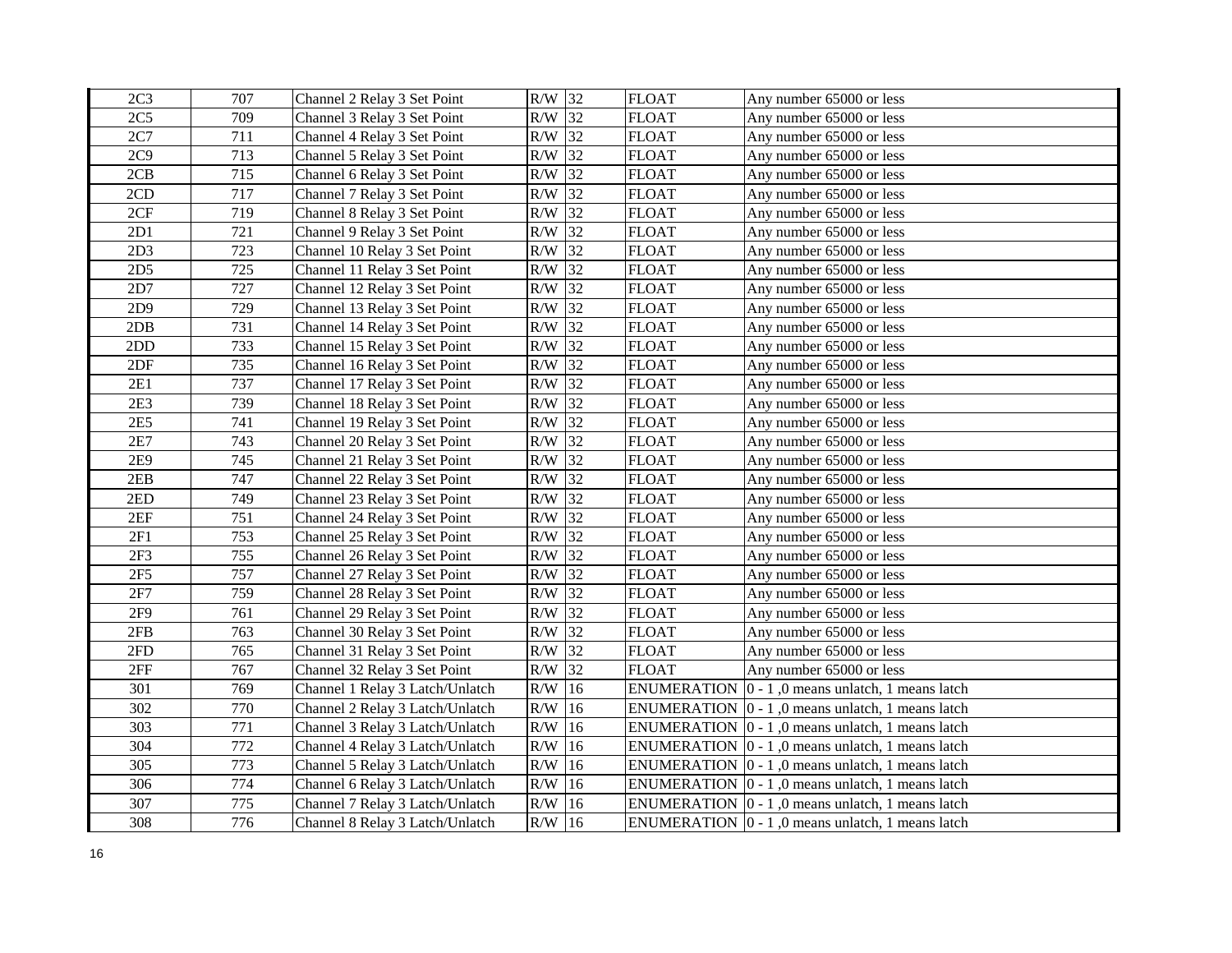| | | | | | | |
|---|---|---|---|---|---|---|
| 2C3 | 707 | Channel 2 Relay 3 Set Point | R/W | 32 | FLOAT | Any number 65000 or less |
| 2C5 | 709 | Channel 3 Relay 3 Set Point | R/W | 32 | FLOAT | Any number 65000 or less |
| 2C7 | 711 | Channel 4 Relay 3 Set Point | R/W | 32 | FLOAT | Any number 65000 or less |
| 2C9 | 713 | Channel 5 Relay 3 Set Point | R/W | 32 | FLOAT | Any number 65000 or less |
| 2CB | 715 | Channel 6 Relay 3 Set Point | R/W | 32 | FLOAT | Any number 65000 or less |
| 2CD | 717 | Channel 7 Relay 3 Set Point | R/W | 32 | FLOAT | Any number 65000 or less |
| 2CF | 719 | Channel 8 Relay 3 Set Point | R/W | 32 | FLOAT | Any number 65000 or less |
| 2D1 | 721 | Channel 9 Relay 3 Set Point | R/W | 32 | FLOAT | Any number 65000 or less |
| 2D3 | 723 | Channel 10 Relay 3 Set Point | R/W | 32 | FLOAT | Any number 65000 or less |
| 2D5 | 725 | Channel 11 Relay 3 Set Point | R/W | 32 | FLOAT | Any number 65000 or less |
| 2D7 | 727 | Channel 12 Relay 3 Set Point | R/W | 32 | FLOAT | Any number 65000 or less |
| 2D9 | 729 | Channel 13 Relay 3 Set Point | R/W | 32 | FLOAT | Any number 65000 or less |
| 2DB | 731 | Channel 14 Relay 3 Set Point | R/W | 32 | FLOAT | Any number 65000 or less |
| 2DD | 733 | Channel 15 Relay 3 Set Point | R/W | 32 | FLOAT | Any number 65000 or less |
| 2DF | 735 | Channel 16 Relay 3 Set Point | R/W | 32 | FLOAT | Any number 65000 or less |
| 2E1 | 737 | Channel 17 Relay 3 Set Point | R/W | 32 | FLOAT | Any number 65000 or less |
| 2E3 | 739 | Channel 18 Relay 3 Set Point | R/W | 32 | FLOAT | Any number 65000 or less |
| 2E5 | 741 | Channel 19 Relay 3 Set Point | R/W | 32 | FLOAT | Any number 65000 or less |
| 2E7 | 743 | Channel 20 Relay 3 Set Point | R/W | 32 | FLOAT | Any number 65000 or less |
| 2E9 | 745 | Channel 21 Relay 3 Set Point | R/W | 32 | FLOAT | Any number 65000 or less |
| 2EB | 747 | Channel 22 Relay 3 Set Point | R/W | 32 | FLOAT | Any number 65000 or less |
| 2ED | 749 | Channel 23 Relay 3 Set Point | R/W | 32 | FLOAT | Any number 65000 or less |
| 2EF | 751 | Channel 24 Relay 3 Set Point | R/W | 32 | FLOAT | Any number 65000 or less |
| 2F1 | 753 | Channel 25 Relay 3 Set Point | R/W | 32 | FLOAT | Any number 65000 or less |
| 2F3 | 755 | Channel 26 Relay 3 Set Point | R/W | 32 | FLOAT | Any number 65000 or less |
| 2F5 | 757 | Channel 27 Relay 3 Set Point | R/W | 32 | FLOAT | Any number 65000 or less |
| 2F7 | 759 | Channel 28 Relay 3 Set Point | R/W | 32 | FLOAT | Any number 65000 or less |
| 2F9 | 761 | Channel 29 Relay 3 Set Point | R/W | 32 | FLOAT | Any number 65000 or less |
| 2FB | 763 | Channel 30 Relay 3 Set Point | R/W | 32 | FLOAT | Any number 65000 or less |
| 2FD | 765 | Channel 31 Relay 3 Set Point | R/W | 32 | FLOAT | Any number 65000 or less |
| 2FF | 767 | Channel 32 Relay 3 Set Point | R/W | 32 | FLOAT | Any number 65000 or less |
| 301 | 769 | Channel 1 Relay 3 Latch/Unlatch | R/W | 16 | ENUMERATION | 0 - 1 ,0 means unlatch, 1 means latch |
| 302 | 770 | Channel 2 Relay 3 Latch/Unlatch | R/W | 16 | ENUMERATION | 0 - 1 ,0 means unlatch, 1 means latch |
| 303 | 771 | Channel 3 Relay 3 Latch/Unlatch | R/W | 16 | ENUMERATION | 0 - 1 ,0 means unlatch, 1 means latch |
| 304 | 772 | Channel 4 Relay 3 Latch/Unlatch | R/W | 16 | ENUMERATION | 0 - 1 ,0 means unlatch, 1 means latch |
| 305 | 773 | Channel 5 Relay 3 Latch/Unlatch | R/W | 16 | ENUMERATION | 0 - 1 ,0 means unlatch, 1 means latch |
| 306 | 774 | Channel 6 Relay 3 Latch/Unlatch | R/W | 16 | ENUMERATION | 0 - 1 ,0 means unlatch, 1 means latch |
| 307 | 775 | Channel 7 Relay 3 Latch/Unlatch | R/W | 16 | ENUMERATION | 0 - 1 ,0 means unlatch, 1 means latch |
| 308 | 776 | Channel 8 Relay 3 Latch/Unlatch | R/W | 16 | ENUMERATION | 0 - 1 ,0 means unlatch, 1 means latch |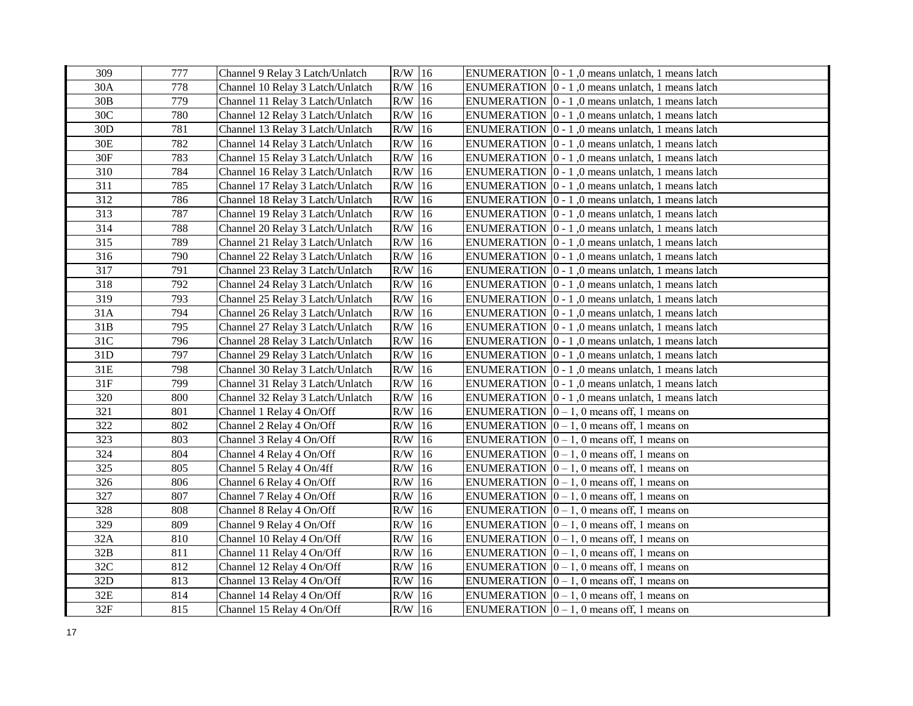| | | | | | | |
|---|---|---|---|---|---|---|
| 309 | 777 | Channel 9 Relay 3 Latch/Unlatch | R/W | 16 | ENUMERATION | 0 - 1 ,0 means unlatch, 1 means latch |
| 30A | 778 | Channel 10 Relay 3 Latch/Unlatch | R/W | 16 | ENUMERATION | 0 - 1 ,0 means unlatch, 1 means latch |
| 30B | 779 | Channel 11 Relay 3 Latch/Unlatch | R/W | 16 | ENUMERATION | 0 - 1 ,0 means unlatch, 1 means latch |
| 30C | 780 | Channel 12 Relay 3 Latch/Unlatch | R/W | 16 | ENUMERATION | 0 - 1 ,0 means unlatch, 1 means latch |
| 30D | 781 | Channel 13 Relay 3 Latch/Unlatch | R/W | 16 | ENUMERATION | 0 - 1 ,0 means unlatch, 1 means latch |
| 30E | 782 | Channel 14 Relay 3 Latch/Unlatch | R/W | 16 | ENUMERATION | 0 - 1 ,0 means unlatch, 1 means latch |
| 30F | 783 | Channel 15 Relay 3 Latch/Unlatch | R/W | 16 | ENUMERATION | 0 - 1 ,0 means unlatch, 1 means latch |
| 310 | 784 | Channel 16 Relay 3 Latch/Unlatch | R/W | 16 | ENUMERATION | 0 - 1 ,0 means unlatch, 1 means latch |
| 311 | 785 | Channel 17 Relay 3 Latch/Unlatch | R/W | 16 | ENUMERATION | 0 - 1 ,0 means unlatch, 1 means latch |
| 312 | 786 | Channel 18 Relay 3 Latch/Unlatch | R/W | 16 | ENUMERATION | 0 - 1 ,0 means unlatch, 1 means latch |
| 313 | 787 | Channel 19 Relay 3 Latch/Unlatch | R/W | 16 | ENUMERATION | 0 - 1 ,0 means unlatch, 1 means latch |
| 314 | 788 | Channel 20 Relay 3 Latch/Unlatch | R/W | 16 | ENUMERATION | 0 - 1 ,0 means unlatch, 1 means latch |
| 315 | 789 | Channel 21 Relay 3 Latch/Unlatch | R/W | 16 | ENUMERATION | 0 - 1 ,0 means unlatch, 1 means latch |
| 316 | 790 | Channel 22 Relay 3 Latch/Unlatch | R/W | 16 | ENUMERATION | 0 - 1 ,0 means unlatch, 1 means latch |
| 317 | 791 | Channel 23 Relay 3 Latch/Unlatch | R/W | 16 | ENUMERATION | 0 - 1 ,0 means unlatch, 1 means latch |
| 318 | 792 | Channel 24 Relay 3 Latch/Unlatch | R/W | 16 | ENUMERATION | 0 - 1 ,0 means unlatch, 1 means latch |
| 319 | 793 | Channel 25 Relay 3 Latch/Unlatch | R/W | 16 | ENUMERATION | 0 - 1 ,0 means unlatch, 1 means latch |
| 31A | 794 | Channel 26 Relay 3 Latch/Unlatch | R/W | 16 | ENUMERATION | 0 - 1 ,0 means unlatch, 1 means latch |
| 31B | 795 | Channel 27 Relay 3 Latch/Unlatch | R/W | 16 | ENUMERATION | 0 - 1 ,0 means unlatch, 1 means latch |
| 31C | 796 | Channel 28 Relay 3 Latch/Unlatch | R/W | 16 | ENUMERATION | 0 - 1 ,0 means unlatch, 1 means latch |
| 31D | 797 | Channel 29 Relay 3 Latch/Unlatch | R/W | 16 | ENUMERATION | 0 - 1 ,0 means unlatch, 1 means latch |
| 31E | 798 | Channel 30 Relay 3 Latch/Unlatch | R/W | 16 | ENUMERATION | 0 - 1 ,0 means unlatch, 1 means latch |
| 31F | 799 | Channel 31 Relay 3 Latch/Unlatch | R/W | 16 | ENUMERATION | 0 - 1 ,0 means unlatch, 1 means latch |
| 320 | 800 | Channel 32 Relay 3 Latch/Unlatch | R/W | 16 | ENUMERATION | 0 - 1 ,0 means unlatch, 1 means latch |
| 321 | 801 | Channel 1 Relay 4 On/Off | R/W | 16 | ENUMERATION | 0 – 1, 0 means off, 1 means on |
| 322 | 802 | Channel 2 Relay 4 On/Off | R/W | 16 | ENUMERATION | 0 – 1, 0 means off, 1 means on |
| 323 | 803 | Channel 3 Relay 4 On/Off | R/W | 16 | ENUMERATION | 0 – 1, 0 means off, 1 means on |
| 324 | 804 | Channel 4 Relay 4 On/Off | R/W | 16 | ENUMERATION | 0 – 1, 0 means off, 1 means on |
| 325 | 805 | Channel 5 Relay 4 On/4ff | R/W | 16 | ENUMERATION | 0 – 1, 0 means off, 1 means on |
| 326 | 806 | Channel 6 Relay 4 On/Off | R/W | 16 | ENUMERATION | 0 – 1, 0 means off, 1 means on |
| 327 | 807 | Channel 7 Relay 4 On/Off | R/W | 16 | ENUMERATION | 0 – 1, 0 means off, 1 means on |
| 328 | 808 | Channel 8 Relay 4 On/Off | R/W | 16 | ENUMERATION | 0 – 1, 0 means off, 1 means on |
| 329 | 809 | Channel 9 Relay 4 On/Off | R/W | 16 | ENUMERATION | 0 – 1, 0 means off, 1 means on |
| 32A | 810 | Channel 10 Relay 4 On/Off | R/W | 16 | ENUMERATION | 0 – 1, 0 means off, 1 means on |
| 32B | 811 | Channel 11 Relay 4 On/Off | R/W | 16 | ENUMERATION | 0 – 1, 0 means off, 1 means on |
| 32C | 812 | Channel 12 Relay 4 On/Off | R/W | 16 | ENUMERATION | 0 – 1, 0 means off, 1 means on |
| 32D | 813 | Channel 13 Relay 4 On/Off | R/W | 16 | ENUMERATION | 0 – 1, 0 means off, 1 means on |
| 32E | 814 | Channel 14 Relay 4 On/Off | R/W | 16 | ENUMERATION | 0 – 1, 0 means off, 1 means on |
| 32F | 815 | Channel 15 Relay 4 On/Off | R/W | 16 | ENUMERATION | 0 – 1, 0 means off, 1 means on |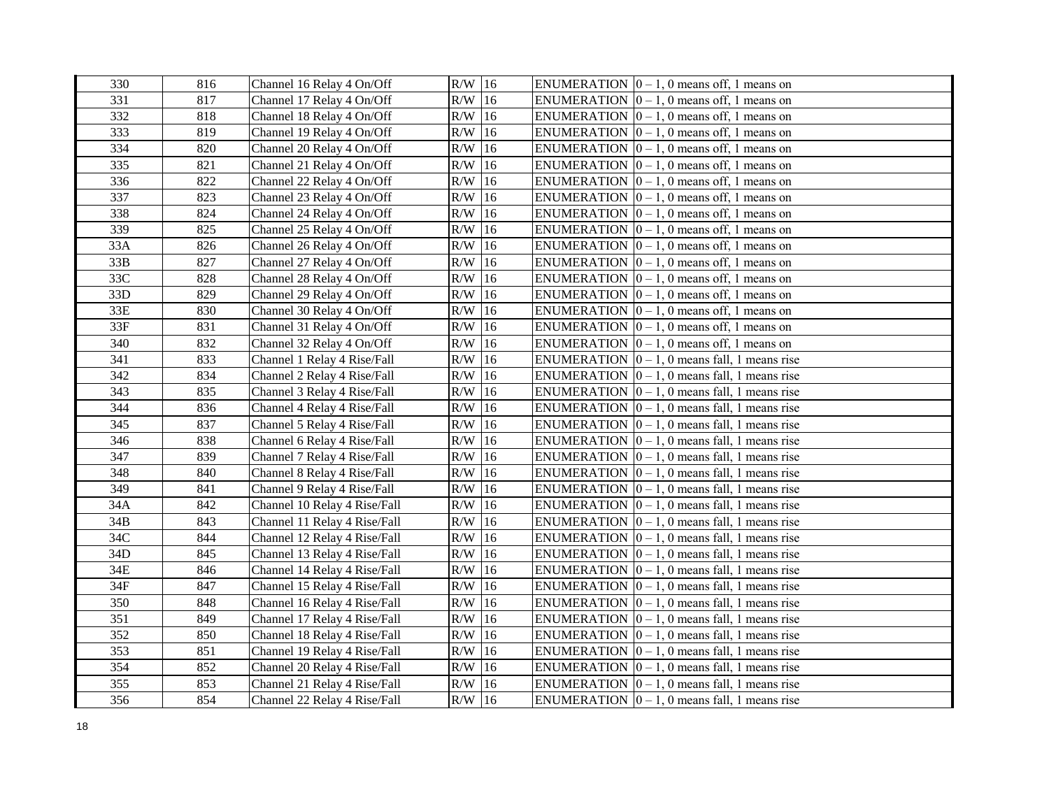| 330 | 816 | Channel 16 Relay 4 On/Off | R/W | 16 | ENUMERATION | 0 – 1, 0 means off, 1 means on |
|---|---|---|---|---|---|---|
| 331 | 817 | Channel 17 Relay 4 On/Off | R/W | 16 | ENUMERATION | 0 – 1, 0 means off, 1 means on |
| 332 | 818 | Channel 18 Relay 4 On/Off | R/W | 16 | ENUMERATION | 0 – 1, 0 means off, 1 means on |
| 333 | 819 | Channel 19 Relay 4 On/Off | R/W | 16 | ENUMERATION | 0 – 1, 0 means off, 1 means on |
| 334 | 820 | Channel 20 Relay 4 On/Off | R/W | 16 | ENUMERATION | 0 – 1, 0 means off, 1 means on |
| 335 | 821 | Channel 21 Relay 4 On/Off | R/W | 16 | ENUMERATION | 0 – 1, 0 means off, 1 means on |
| 336 | 822 | Channel 22 Relay 4 On/Off | R/W | 16 | ENUMERATION | 0 – 1, 0 means off, 1 means on |
| 337 | 823 | Channel 23 Relay 4 On/Off | R/W | 16 | ENUMERATION | 0 – 1, 0 means off, 1 means on |
| 338 | 824 | Channel 24 Relay 4 On/Off | R/W | 16 | ENUMERATION | 0 – 1, 0 means off, 1 means on |
| 339 | 825 | Channel 25 Relay 4 On/Off | R/W | 16 | ENUMERATION | 0 – 1, 0 means off, 1 means on |
| 33A | 826 | Channel 26 Relay 4 On/Off | R/W | 16 | ENUMERATION | 0 – 1, 0 means off, 1 means on |
| 33B | 827 | Channel 27 Relay 4 On/Off | R/W | 16 | ENUMERATION | 0 – 1, 0 means off, 1 means on |
| 33C | 828 | Channel 28 Relay 4 On/Off | R/W | 16 | ENUMERATION | 0 – 1, 0 means off, 1 means on |
| 33D | 829 | Channel 29 Relay 4 On/Off | R/W | 16 | ENUMERATION | 0 – 1, 0 means off, 1 means on |
| 33E | 830 | Channel 30 Relay 4 On/Off | R/W | 16 | ENUMERATION | 0 – 1, 0 means off, 1 means on |
| 33F | 831 | Channel 31 Relay 4 On/Off | R/W | 16 | ENUMERATION | 0 – 1, 0 means off, 1 means on |
| 340 | 832 | Channel 32 Relay 4 On/Off | R/W | 16 | ENUMERATION | 0 – 1, 0 means off, 1 means on |
| 341 | 833 | Channel 1 Relay 4 Rise/Fall | R/W | 16 | ENUMERATION | 0 – 1, 0 means fall, 1 means rise |
| 342 | 834 | Channel 2 Relay 4 Rise/Fall | R/W | 16 | ENUMERATION | 0 – 1, 0 means fall, 1 means rise |
| 343 | 835 | Channel 3 Relay 4 Rise/Fall | R/W | 16 | ENUMERATION | 0 – 1, 0 means fall, 1 means rise |
| 344 | 836 | Channel 4 Relay 4 Rise/Fall | R/W | 16 | ENUMERATION | 0 – 1, 0 means fall, 1 means rise |
| 345 | 837 | Channel 5 Relay 4 Rise/Fall | R/W | 16 | ENUMERATION | 0 – 1, 0 means fall, 1 means rise |
| 346 | 838 | Channel 6 Relay 4 Rise/Fall | R/W | 16 | ENUMERATION | 0 – 1, 0 means fall, 1 means rise |
| 347 | 839 | Channel 7 Relay 4 Rise/Fall | R/W | 16 | ENUMERATION | 0 – 1, 0 means fall, 1 means rise |
| 348 | 840 | Channel 8 Relay 4 Rise/Fall | R/W | 16 | ENUMERATION | 0 – 1, 0 means fall, 1 means rise |
| 349 | 841 | Channel 9 Relay 4 Rise/Fall | R/W | 16 | ENUMERATION | 0 – 1, 0 means fall, 1 means rise |
| 34A | 842 | Channel 10 Relay 4 Rise/Fall | R/W | 16 | ENUMERATION | 0 – 1, 0 means fall, 1 means rise |
| 34B | 843 | Channel 11 Relay 4 Rise/Fall | R/W | 16 | ENUMERATION | 0 – 1, 0 means fall, 1 means rise |
| 34C | 844 | Channel 12 Relay 4 Rise/Fall | R/W | 16 | ENUMERATION | 0 – 1, 0 means fall, 1 means rise |
| 34D | 845 | Channel 13 Relay 4 Rise/Fall | R/W | 16 | ENUMERATION | 0 – 1, 0 means fall, 1 means rise |
| 34E | 846 | Channel 14 Relay 4 Rise/Fall | R/W | 16 | ENUMERATION | 0 – 1, 0 means fall, 1 means rise |
| 34F | 847 | Channel 15 Relay 4 Rise/Fall | R/W | 16 | ENUMERATION | 0 – 1, 0 means fall, 1 means rise |
| 350 | 848 | Channel 16 Relay 4 Rise/Fall | R/W | 16 | ENUMERATION | 0 – 1, 0 means fall, 1 means rise |
| 351 | 849 | Channel 17 Relay 4 Rise/Fall | R/W | 16 | ENUMERATION | 0 – 1, 0 means fall, 1 means rise |
| 352 | 850 | Channel 18 Relay 4 Rise/Fall | R/W | 16 | ENUMERATION | 0 – 1, 0 means fall, 1 means rise |
| 353 | 851 | Channel 19 Relay 4 Rise/Fall | R/W | 16 | ENUMERATION | 0 – 1, 0 means fall, 1 means rise |
| 354 | 852 | Channel 20 Relay 4 Rise/Fall | R/W | 16 | ENUMERATION | 0 – 1, 0 means fall, 1 means rise |
| 355 | 853 | Channel 21 Relay 4 Rise/Fall | R/W | 16 | ENUMERATION | 0 – 1, 0 means fall, 1 means rise |
| 356 | 854 | Channel 22 Relay 4 Rise/Fall | R/W | 16 | ENUMERATION | 0 – 1, 0 means fall, 1 means rise |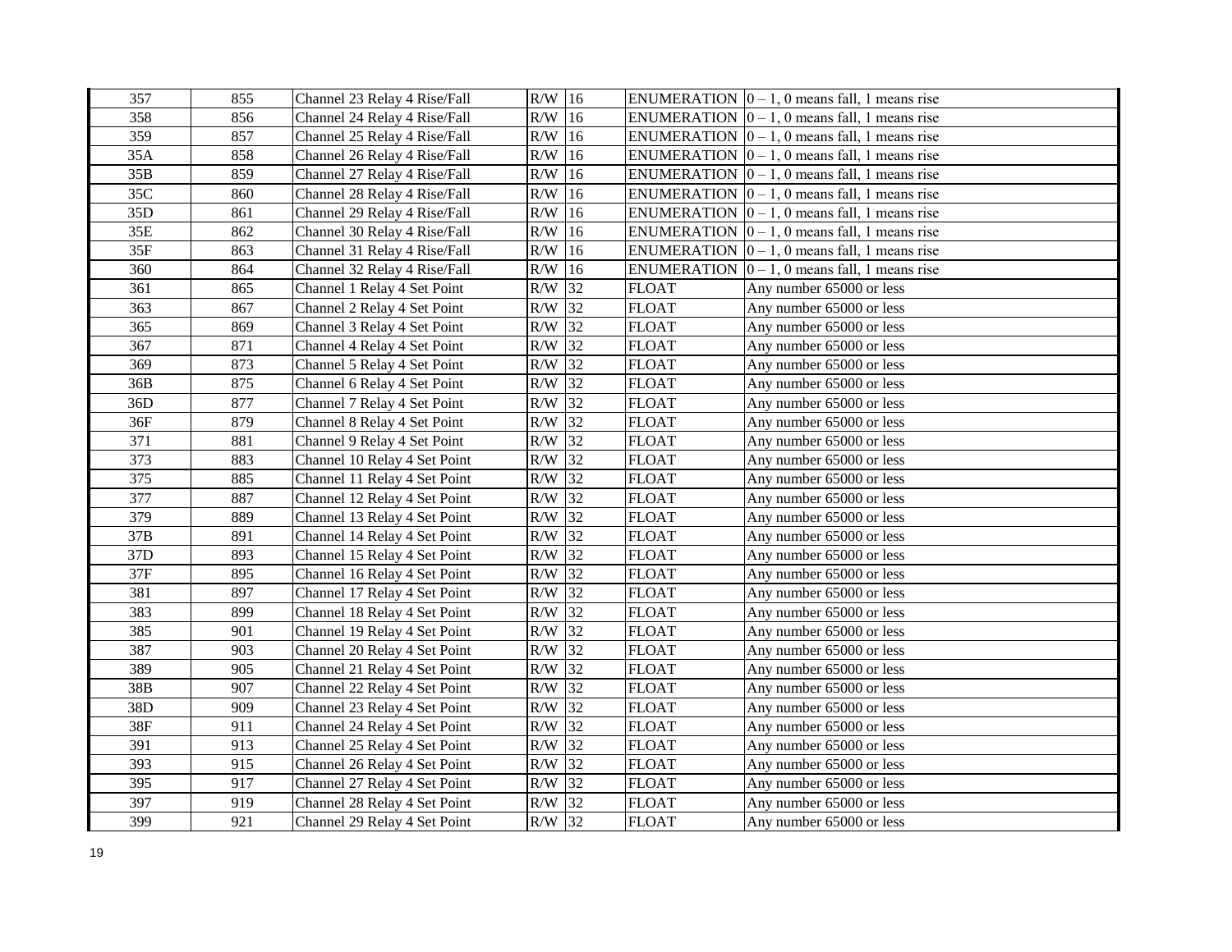| 357 | 855 | Channel 23 Relay 4 Rise/Fall | R/W | 16 | ENUMERATION | 0 – 1, 0 means fall, 1 means rise |
|---|---|---|---|---|---|---|
| 358 | 856 | Channel 24 Relay 4 Rise/Fall | R/W | 16 | ENUMERATION | 0 – 1, 0 means fall, 1 means rise |
| 359 | 857 | Channel 25 Relay 4 Rise/Fall | R/W | 16 | ENUMERATION | 0 – 1, 0 means fall, 1 means rise |
| 35A | 858 | Channel 26 Relay 4 Rise/Fall | R/W | 16 | ENUMERATION | 0 – 1, 0 means fall, 1 means rise |
| 35B | 859 | Channel 27 Relay 4 Rise/Fall | R/W | 16 | ENUMERATION | 0 – 1, 0 means fall, 1 means rise |
| 35C | 860 | Channel 28 Relay 4 Rise/Fall | R/W | 16 | ENUMERATION | 0 – 1, 0 means fall, 1 means rise |
| 35D | 861 | Channel 29 Relay 4 Rise/Fall | R/W | 16 | ENUMERATION | 0 – 1, 0 means fall, 1 means rise |
| 35E | 862 | Channel 30 Relay 4 Rise/Fall | R/W | 16 | ENUMERATION | 0 – 1, 0 means fall, 1 means rise |
| 35F | 863 | Channel 31 Relay 4 Rise/Fall | R/W | 16 | ENUMERATION | 0 – 1, 0 means fall, 1 means rise |
| 360 | 864 | Channel 32 Relay 4 Rise/Fall | R/W | 16 | ENUMERATION | 0 – 1, 0 means fall, 1 means rise |
| 361 | 865 | Channel 1 Relay 4 Set Point | R/W | 32 | FLOAT | Any number 65000 or less |
| 363 | 867 | Channel 2 Relay 4 Set Point | R/W | 32 | FLOAT | Any number 65000 or less |
| 365 | 869 | Channel 3 Relay 4 Set Point | R/W | 32 | FLOAT | Any number 65000 or less |
| 367 | 871 | Channel 4 Relay 4 Set Point | R/W | 32 | FLOAT | Any number 65000 or less |
| 369 | 873 | Channel 5 Relay 4 Set Point | R/W | 32 | FLOAT | Any number 65000 or less |
| 36B | 875 | Channel 6 Relay 4 Set Point | R/W | 32 | FLOAT | Any number 65000 or less |
| 36D | 877 | Channel 7 Relay 4 Set Point | R/W | 32 | FLOAT | Any number 65000 or less |
| 36F | 879 | Channel 8 Relay 4 Set Point | R/W | 32 | FLOAT | Any number 65000 or less |
| 371 | 881 | Channel 9 Relay 4 Set Point | R/W | 32 | FLOAT | Any number 65000 or less |
| 373 | 883 | Channel 10 Relay 4 Set Point | R/W | 32 | FLOAT | Any number 65000 or less |
| 375 | 885 | Channel 11 Relay 4 Set Point | R/W | 32 | FLOAT | Any number 65000 or less |
| 377 | 887 | Channel 12 Relay 4 Set Point | R/W | 32 | FLOAT | Any number 65000 or less |
| 379 | 889 | Channel 13 Relay 4 Set Point | R/W | 32 | FLOAT | Any number 65000 or less |
| 37B | 891 | Channel 14 Relay 4 Set Point | R/W | 32 | FLOAT | Any number 65000 or less |
| 37D | 893 | Channel 15 Relay 4 Set Point | R/W | 32 | FLOAT | Any number 65000 or less |
| 37F | 895 | Channel 16 Relay 4 Set Point | R/W | 32 | FLOAT | Any number 65000 or less |
| 381 | 897 | Channel 17 Relay 4 Set Point | R/W | 32 | FLOAT | Any number 65000 or less |
| 383 | 899 | Channel 18 Relay 4 Set Point | R/W | 32 | FLOAT | Any number 65000 or less |
| 385 | 901 | Channel 19 Relay 4 Set Point | R/W | 32 | FLOAT | Any number 65000 or less |
| 387 | 903 | Channel 20 Relay 4 Set Point | R/W | 32 | FLOAT | Any number 65000 or less |
| 389 | 905 | Channel 21 Relay 4 Set Point | R/W | 32 | FLOAT | Any number 65000 or less |
| 38B | 907 | Channel 22 Relay 4 Set Point | R/W | 32 | FLOAT | Any number 65000 or less |
| 38D | 909 | Channel 23 Relay 4 Set Point | R/W | 32 | FLOAT | Any number 65000 or less |
| 38F | 911 | Channel 24 Relay 4 Set Point | R/W | 32 | FLOAT | Any number 65000 or less |
| 391 | 913 | Channel 25 Relay 4 Set Point | R/W | 32 | FLOAT | Any number 65000 or less |
| 393 | 915 | Channel 26 Relay 4 Set Point | R/W | 32 | FLOAT | Any number 65000 or less |
| 395 | 917 | Channel 27 Relay 4 Set Point | R/W | 32 | FLOAT | Any number 65000 or less |
| 397 | 919 | Channel 28 Relay 4 Set Point | R/W | 32 | FLOAT | Any number 65000 or less |
| 399 | 921 | Channel 29 Relay 4 Set Point | R/W | 32 | FLOAT | Any number 65000 or less |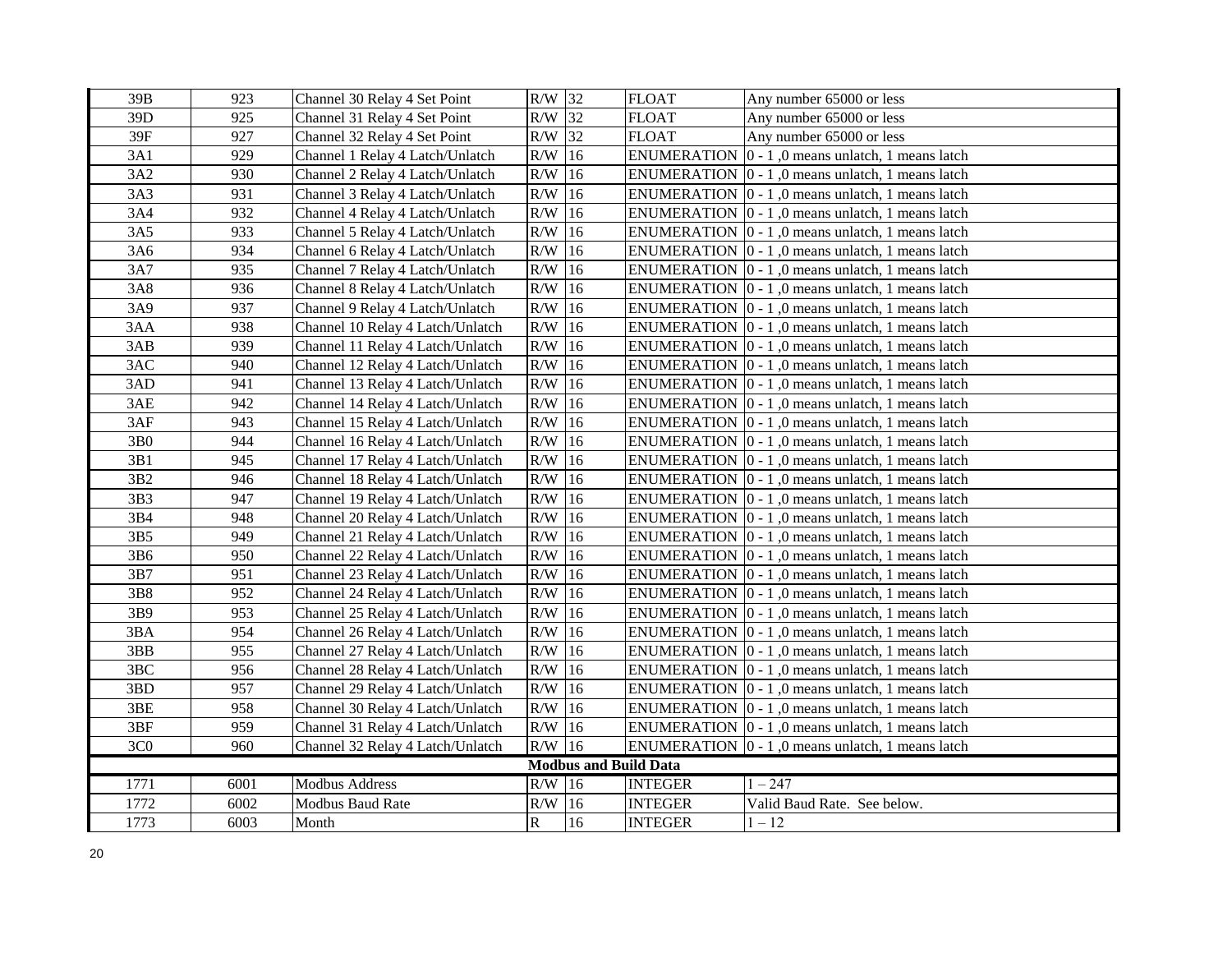| | | | | | | |
|---|---|---|---|---|---|---|
| 39B | 923 | Channel 30 Relay 4 Set Point | R/W | 32 | FLOAT | Any number 65000 or less |
| 39D | 925 | Channel 31 Relay 4 Set Point | R/W | 32 | FLOAT | Any number 65000 or less |
| 39F | 927 | Channel 32 Relay 4 Set Point | R/W | 32 | FLOAT | Any number 65000 or less |
| 3A1 | 929 | Channel 1 Relay 4 Latch/Unlatch | R/W | 16 | ENUMERATION | 0 - 1 ,0 means unlatch, 1 means latch |
| 3A2 | 930 | Channel 2 Relay 4 Latch/Unlatch | R/W | 16 | ENUMERATION | 0 - 1 ,0 means unlatch, 1 means latch |
| 3A3 | 931 | Channel 3 Relay 4 Latch/Unlatch | R/W | 16 | ENUMERATION | 0 - 1 ,0 means unlatch, 1 means latch |
| 3A4 | 932 | Channel 4 Relay 4 Latch/Unlatch | R/W | 16 | ENUMERATION | 0 - 1 ,0 means unlatch, 1 means latch |
| 3A5 | 933 | Channel 5 Relay 4 Latch/Unlatch | R/W | 16 | ENUMERATION | 0 - 1 ,0 means unlatch, 1 means latch |
| 3A6 | 934 | Channel 6 Relay 4 Latch/Unlatch | R/W | 16 | ENUMERATION | 0 - 1 ,0 means unlatch, 1 means latch |
| 3A7 | 935 | Channel 7 Relay 4 Latch/Unlatch | R/W | 16 | ENUMERATION | 0 - 1 ,0 means unlatch, 1 means latch |
| 3A8 | 936 | Channel 8 Relay 4 Latch/Unlatch | R/W | 16 | ENUMERATION | 0 - 1 ,0 means unlatch, 1 means latch |
| 3A9 | 937 | Channel 9 Relay 4 Latch/Unlatch | R/W | 16 | ENUMERATION | 0 - 1 ,0 means unlatch, 1 means latch |
| 3AA | 938 | Channel 10 Relay 4 Latch/Unlatch | R/W | 16 | ENUMERATION | 0 - 1 ,0 means unlatch, 1 means latch |
| 3AB | 939 | Channel 11 Relay 4 Latch/Unlatch | R/W | 16 | ENUMERATION | 0 - 1 ,0 means unlatch, 1 means latch |
| 3AC | 940 | Channel 12 Relay 4 Latch/Unlatch | R/W | 16 | ENUMERATION | 0 - 1 ,0 means unlatch, 1 means latch |
| 3AD | 941 | Channel 13 Relay 4 Latch/Unlatch | R/W | 16 | ENUMERATION | 0 - 1 ,0 means unlatch, 1 means latch |
| 3AE | 942 | Channel 14 Relay 4 Latch/Unlatch | R/W | 16 | ENUMERATION | 0 - 1 ,0 means unlatch, 1 means latch |
| 3AF | 943 | Channel 15 Relay 4 Latch/Unlatch | R/W | 16 | ENUMERATION | 0 - 1 ,0 means unlatch, 1 means latch |
| 3B0 | 944 | Channel 16 Relay 4 Latch/Unlatch | R/W | 16 | ENUMERATION | 0 - 1 ,0 means unlatch, 1 means latch |
| 3B1 | 945 | Channel 17 Relay 4 Latch/Unlatch | R/W | 16 | ENUMERATION | 0 - 1 ,0 means unlatch, 1 means latch |
| 3B2 | 946 | Channel 18 Relay 4 Latch/Unlatch | R/W | 16 | ENUMERATION | 0 - 1 ,0 means unlatch, 1 means latch |
| 3B3 | 947 | Channel 19 Relay 4 Latch/Unlatch | R/W | 16 | ENUMERATION | 0 - 1 ,0 means unlatch, 1 means latch |
| 3B4 | 948 | Channel 20 Relay 4 Latch/Unlatch | R/W | 16 | ENUMERATION | 0 - 1 ,0 means unlatch, 1 means latch |
| 3B5 | 949 | Channel 21 Relay 4 Latch/Unlatch | R/W | 16 | ENUMERATION | 0 - 1 ,0 means unlatch, 1 means latch |
| 3B6 | 950 | Channel 22 Relay 4 Latch/Unlatch | R/W | 16 | ENUMERATION | 0 - 1 ,0 means unlatch, 1 means latch |
| 3B7 | 951 | Channel 23 Relay 4 Latch/Unlatch | R/W | 16 | ENUMERATION | 0 - 1 ,0 means unlatch, 1 means latch |
| 3B8 | 952 | Channel 24 Relay 4 Latch/Unlatch | R/W | 16 | ENUMERATION | 0 - 1 ,0 means unlatch, 1 means latch |
| 3B9 | 953 | Channel 25 Relay 4 Latch/Unlatch | R/W | 16 | ENUMERATION | 0 - 1 ,0 means unlatch, 1 means latch |
| 3BA | 954 | Channel 26 Relay 4 Latch/Unlatch | R/W | 16 | ENUMERATION | 0 - 1 ,0 means unlatch, 1 means latch |
| 3BB | 955 | Channel 27 Relay 4 Latch/Unlatch | R/W | 16 | ENUMERATION | 0 - 1 ,0 means unlatch, 1 means latch |
| 3BC | 956 | Channel 28 Relay 4 Latch/Unlatch | R/W | 16 | ENUMERATION | 0 - 1 ,0 means unlatch, 1 means latch |
| 3BD | 957 | Channel 29 Relay 4 Latch/Unlatch | R/W | 16 | ENUMERATION | 0 - 1 ,0 means unlatch, 1 means latch |
| 3BE | 958 | Channel 30 Relay 4 Latch/Unlatch | R/W | 16 | ENUMERATION | 0 - 1 ,0 means unlatch, 1 means latch |
| 3BF | 959 | Channel 31 Relay 4 Latch/Unlatch | R/W | 16 | ENUMERATION | 0 - 1 ,0 means unlatch, 1 means latch |
| 3C0 | 960 | Channel 32 Relay 4 Latch/Unlatch | R/W | 16 | ENUMERATION | 0 - 1 ,0 means unlatch, 1 means latch |
| **Modbus and Build Data** | | | | | | |
| 1771 | 6001 | Modbus Address | R/W | 16 | INTEGER | 1 – 247 |
| 1772 | 6002 | Modbus Baud Rate | R/W | 16 | INTEGER | Valid Baud Rate. See below. |
| 1773 | 6003 | Month | R | 16 | INTEGER | 1 – 12 |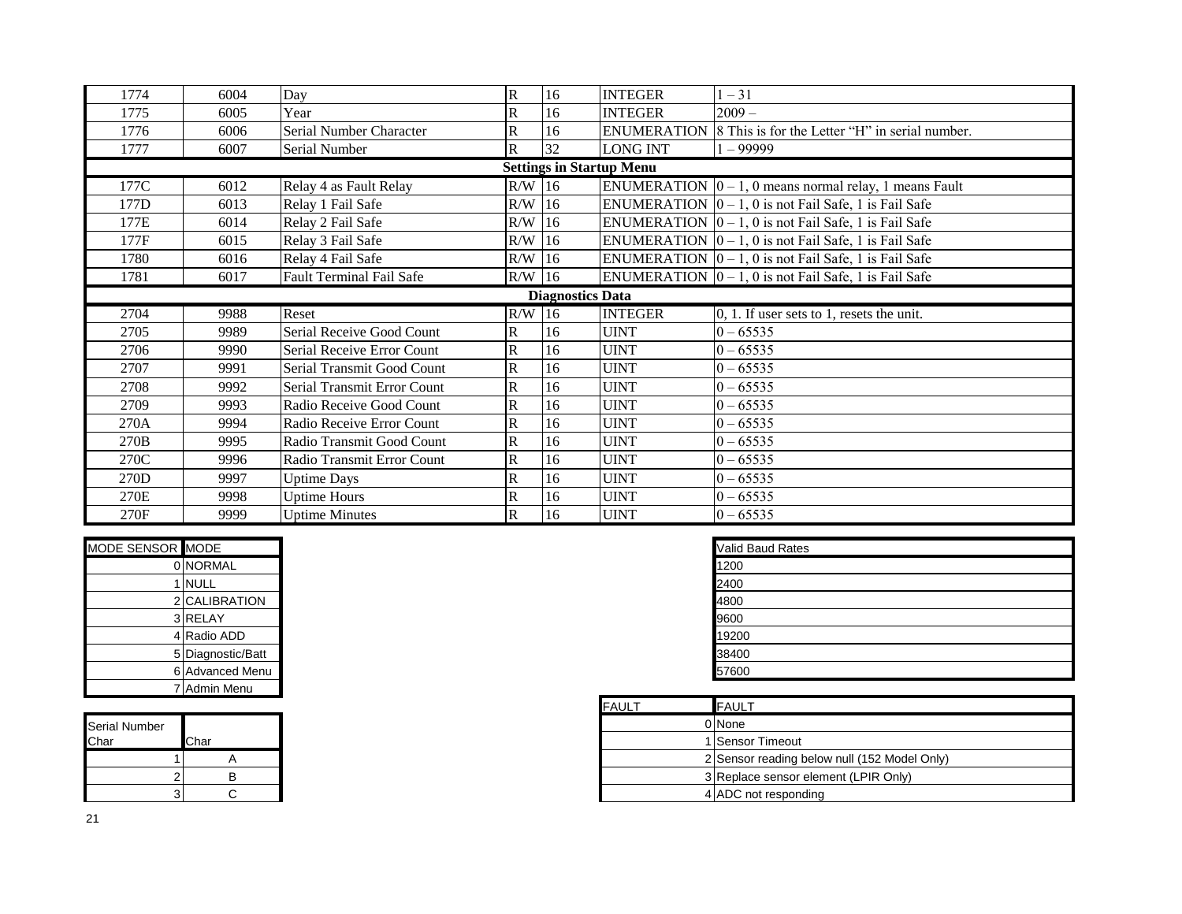| | | | | | | |
|---|---|---|---|---|---|---|
| 1774 | 6004 | Day | R | 16 | INTEGER | 1 – 31 |
| 1775 | 6005 | Year | R | 16 | INTEGER | 2009 – |
| 1776 | 6006 | Serial Number Character | R | 16 | ENUMERATION | 8 This is for the Letter "H" in serial number. |
| 1777 | 6007 | Serial Number | R | 32 | LONG INT | 1 – 99999 |
| **Settings in Startup Menu** | | | | | | |
| 177C | 6012 | Relay 4 as Fault Relay | R/W | 16 | ENUMERATION | 0 – 1, 0 means normal relay, 1 means Fault |
| 177D | 6013 | Relay 1 Fail Safe | R/W | 16 | ENUMERATION | 0 – 1, 0 is not Fail Safe, 1 is Fail Safe |
| 177E | 6014 | Relay 2 Fail Safe | R/W | 16 | ENUMERATION | 0 – 1, 0 is not Fail Safe, 1 is Fail Safe |
| 177F | 6015 | Relay 3 Fail Safe | R/W | 16 | ENUMERATION | 0 – 1, 0 is not Fail Safe, 1 is Fail Safe |
| 1780 | 6016 | Relay 4 Fail Safe | R/W | 16 | ENUMERATION | 0 – 1, 0 is not Fail Safe, 1 is Fail Safe |
| 1781 | 6017 | Fault Terminal Fail Safe | R/W | 16 | ENUMERATION | 0 – 1, 0 is not Fail Safe, 1 is Fail Safe |
| **Diagnostics Data** | | | | | | |
| 2704 | 9988 | Reset | R/W | 16 | INTEGER | 0, 1. If user sets to 1, resets the unit. |
| 2705 | 9989 | Serial Receive Good Count | R | 16 | UINT | 0 – 65535 |
| 2706 | 9990 | Serial Receive Error Count | R | 16 | UINT | 0 – 65535 |
| 2707 | 9991 | Serial Transmit Good Count | R | 16 | UINT | 0 – 65535 |
| 2708 | 9992 | Serial Transmit Error Count | R | 16 | UINT | 0 – 65535 |
| 2709 | 9993 | Radio Receive Good Count | R | 16 | UINT | 0 – 65535 |
| 270A | 9994 | Radio Receive Error Count | R | 16 | UINT | 0 – 65535 |
| 270B | 9995 | Radio Transmit Good Count | R | 16 | UINT | 0 – 65535 |
| 270C | 9996 | Radio Transmit Error Count | R | 16 | UINT | 0 – 65535 |
| 270D | 9997 | Uptime Days | R | 16 | UINT | 0 – 65535 |
| 270E | 9998 | Uptime Hours | R | 16 | UINT | 0 – 65535 |
| 270F | 9999 | Uptime Minutes | R | 16 | UINT | 0 – 65535 |

| MODE SENSOR | MODE |
|---|---|
| 0 | NORMAL |
| 1 | NULL |
| 2 | CALIBRATION |
| 3 | RELAY |
| 4 | Radio ADD |
| 5 | Diagnostic/Batt |
| 6 | Advanced Menu |
| 7 | Admin Menu |

| Valid Baud Rates |
|---|
| 1200 |
| 2400 |
| 4800 |
| 9600 |
| 19200 |
| 38400 |
| 57600 |

| Serial Number Char | Char |
|---|---|
| 1 | A |
| 2 | B |
| 3 | C |

| FAULT | FAULT |
|---|---|
| 0 | None |
| 1 | Sensor Timeout |
| 2 | Sensor reading below null (152 Model Only) |
| 3 | Replace sensor element (LPIR Only) |
| 4 | ADC not responding |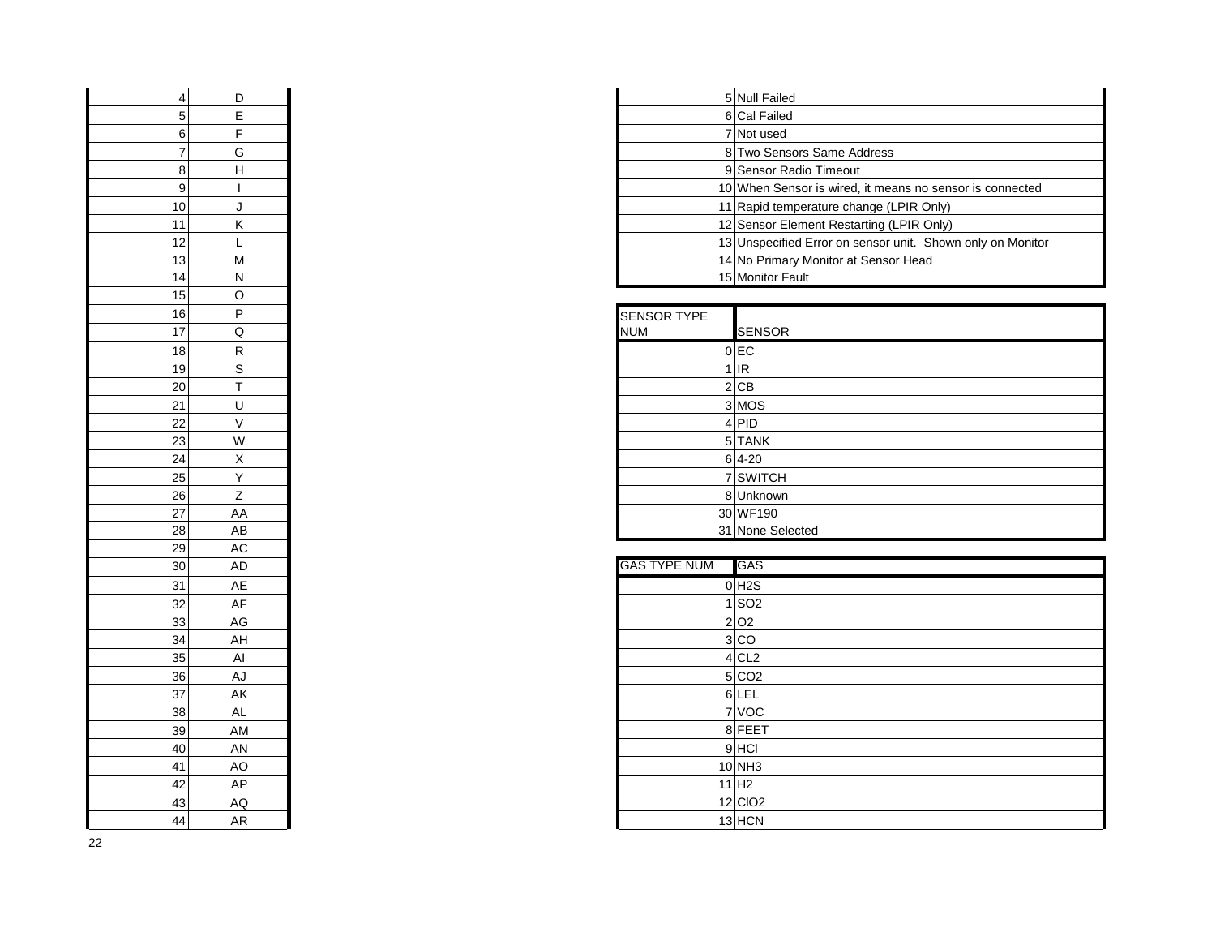| | |
|---|---|
| 4 | D |
| 5 | E |
| 6 | F |
| 7 | G |
| 8 | H |
| 9 | I |
| 10 | J |
| 11 | K |
| 12 | L |
| 13 | M |
| 14 | N |
| 15 | O |
| 16 | P |
| 17 | Q |
| 18 | R |
| 19 | S |
| 20 | T |
| 21 | U |
| 22 | V |
| 23 | W |
| 24 | X |
| 25 | Y |
| 26 | Z |
| 27 | AA |
| 28 | AB |
| 29 | AC |
| 30 | AD |
| 31 | AE |
| 32 | AF |
| 33 | AG |
| 34 | AH |
| 35 | AI |
| 36 | AJ |
| 37 | AK |
| 38 | AL |
| 39 | AM |
| 40 | AN |
| 41 | AO |
| 42 | AP |
| 43 | AQ |
| 44 | AR |

| | |
|---|---|
| 5 | Null Failed |
| 6 | Cal Failed |
| 7 | Not used |
| 8 | Two Sensors Same Address |
| 9 | Sensor Radio Timeout |
| 10 | When Sensor is wired, it means no sensor is connected |
| 11 | Rapid temperature change (LPIR Only) |
| 12 | Sensor Element Restarting (LPIR Only) |
| 13 | Unspecified Error on sensor unit. Shown only on Monitor |
| 14 | No Primary Monitor at Sensor Head |
| 15 | Monitor Fault |

| SENSOR TYPE NUM | SENSOR |
|---|---|
| 0 | EC |
| 1 | IR |
| 2 | CB |
| 3 | MOS |
| 4 | PID |
| 5 | TANK |
| 6 | 4-20 |
| 7 | SWITCH |
| 8 | Unknown |
| 30 | WF190 |
| 31 | None Selected |

| GAS TYPE NUM | GAS |
|---|---|
| 0 | H2S |
| 1 | SO2 |
| 2 | O2 |
| 3 | CO |
| 4 | CL2 |
| 5 | CO2 |
| 6 | LEL |
| 7 | VOC |
| 8 | FEET |
| 9 | HCl |
| 10 | NH3 |
| 11 | H2 |
| 12 | ClO2 |
| 13 | HCN |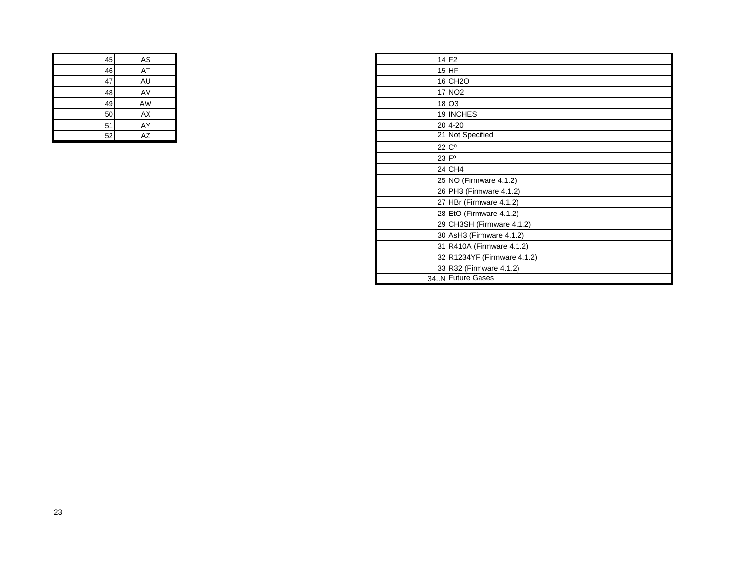| | |
|---|---|
| 45 | AS |
| 46 | AT |
| 47 | AU |
| 48 | AV |
| 49 | AW |
| 50 | AX |
| 51 | AY |
| 52 | AZ |

| | |
|---|---|
| 14 | F2 |
| 15 | HF |
| 16 | CH2O |
| 17 | NO2 |
| 18 | O3 |
| 19 | INCHES |
| 20 | 4-20 |
| 21 | Not Specified |
| 22 | Cº |
| 23 | Fº |
| 24 | CH4 |
| 25 | NO (Firmware 4.1.2) |
| 26 | PH3 (Firmware 4.1.2) |
| 27 | HBr (Firmware 4.1.2) |
| 28 | EtO (Firmware 4.1.2) |
| 29 | CH3SH (Firmware 4.1.2) |
| 30 | AsH3 (Firmware 4.1.2) |
| 31 | R410A (Firmware 4.1.2) |
| 32 | R1234YF (Firmware 4.1.2) |
| 33 | R32 (Firmware 4.1.2) |
| 34..N | Future Gases |